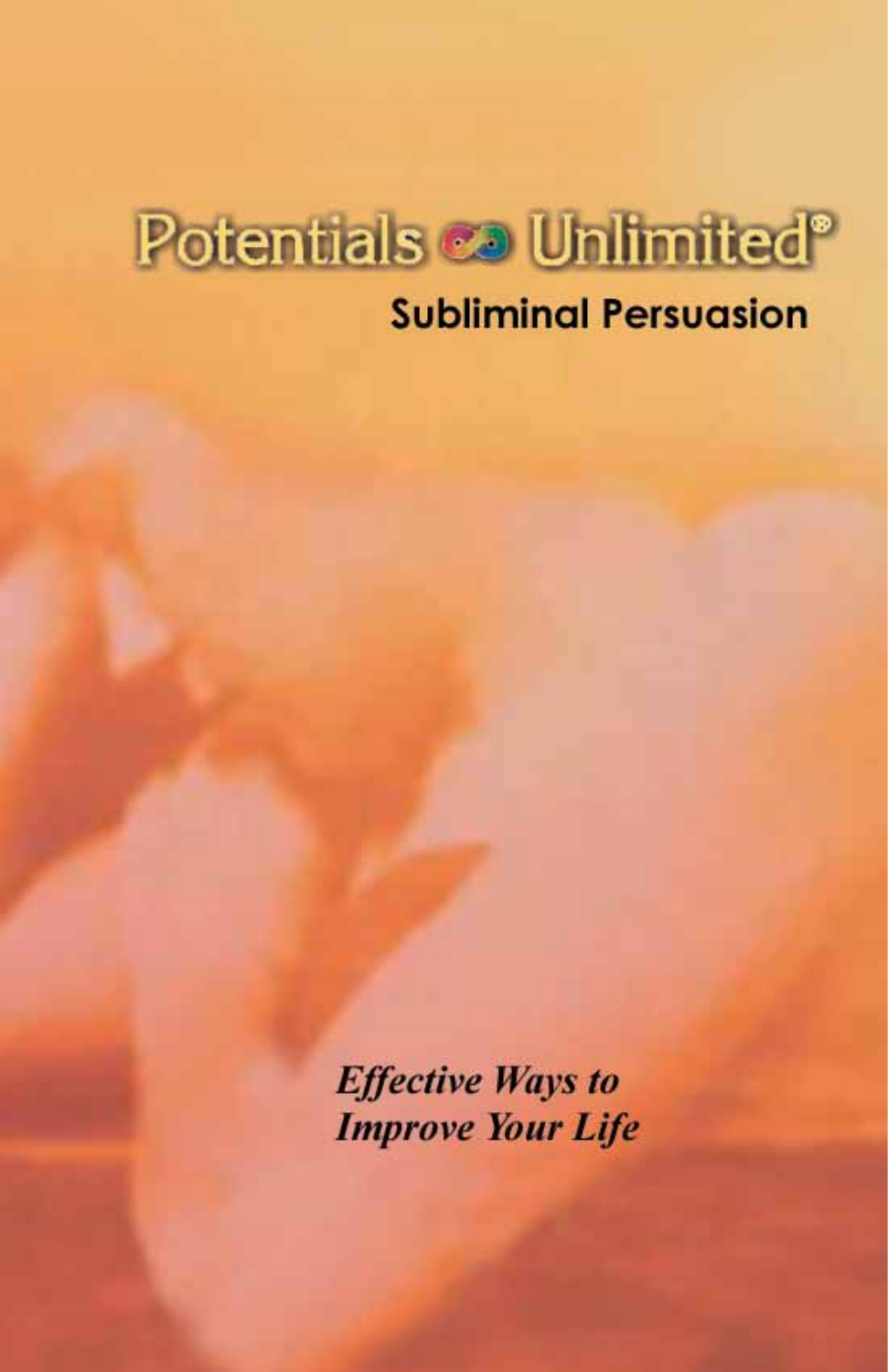# Potentials Unlimited®

## Subliminal Persuasion

***Effective Ways to Improve Your Life***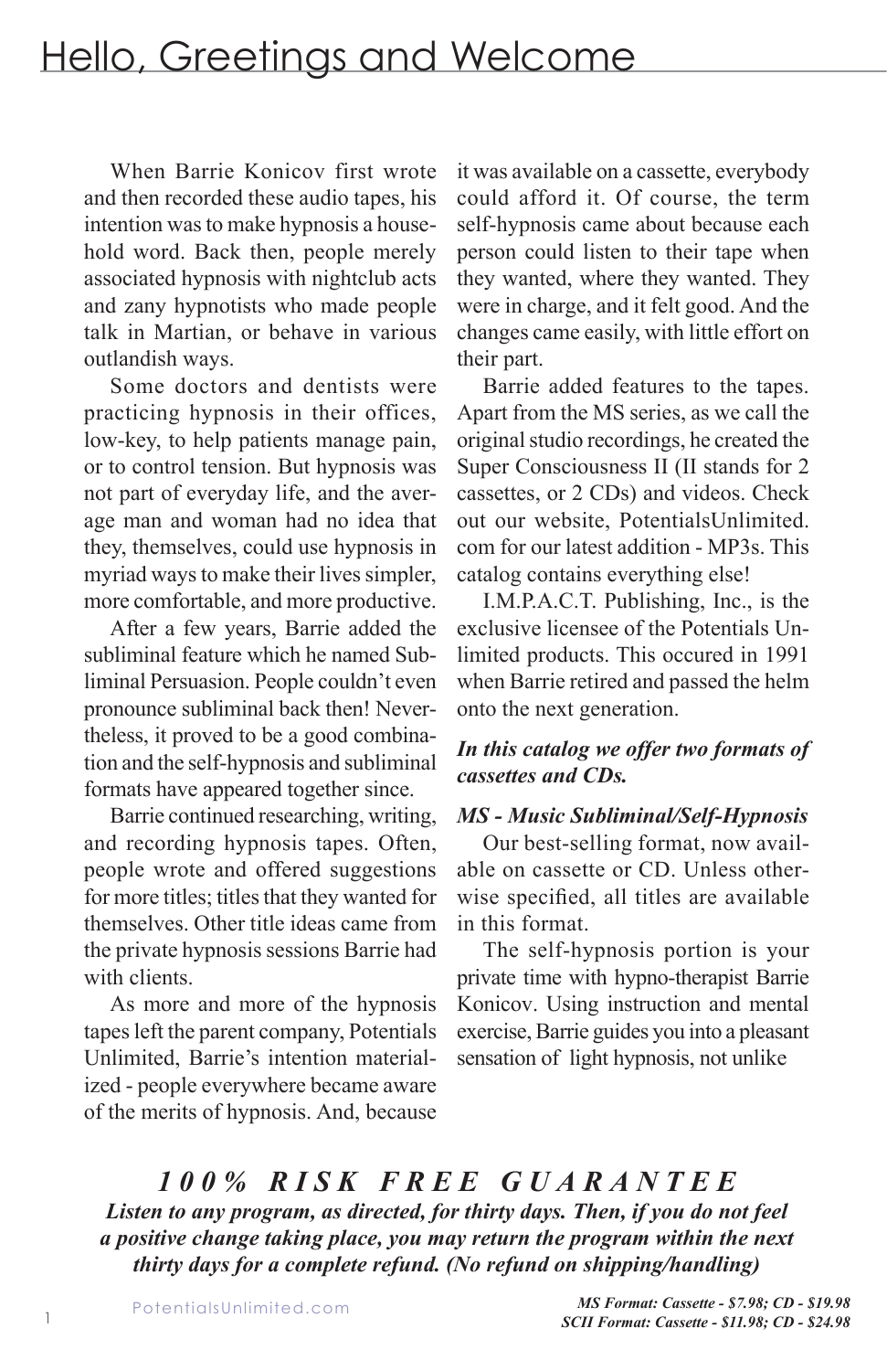# Hello, Greetings and Welcome

When Barrie Konicov first wrote and then recorded these audio tapes, his intention was to make hypnosis a household word. Back then, people merely associated hypnosis with nightclub acts and zany hypnotists who made people talk in Martian, or behave in various outlandish ways.

Some doctors and dentists were practicing hypnosis in their offices, low-key, to help patients manage pain, or to control tension. But hypnosis was not part of everyday life, and the average man and woman had no idea that they, themselves, could use hypnosis in myriad ways to make their lives simpler, more comfortable, and more productive.

After a few years, Barrie added the subliminal feature which he named Subliminal Persuasion. People couldn't even pronounce subliminal back then! Nevertheless, it proved to be a good combination and the self-hypnosis and subliminal formats have appeared together since.

Barrie continued researching, writing, and recording hypnosis tapes. Often, people wrote and offered suggestions for more titles; titles that they wanted for themselves. Other title ideas came from the private hypnosis sessions Barrie had with clients.

As more and more of the hypnosis tapes left the parent company, Potentials Unlimited, Barrie's intention materialized - people everywhere became aware of the merits of hypnosis. And, because it was available on a cassette, everybody could afford it. Of course, the term self-hypnosis came about because each person could listen to their tape when they wanted, where they wanted. They were in charge, and it felt good. And the changes came easily, with little effort on their part.

Barrie added features to the tapes. Apart from the MS series, as we call the original studio recordings, he created the Super Consciousness II (II stands for 2 cassettes, or 2 CDs) and videos. Check out our website, PotentialsUnlimited.com for our latest addition - MP3s. This catalog contains everything else!

I.M.P.A.C.T. Publishing, Inc., is the exclusive licensee of the Potentials Unlimited products. This occured in 1991 when Barrie retired and passed the helm onto the next generation.

***In this catalog we offer two formats of cassettes and CDs.***

***MS - Music Subliminal/Self-Hypnosis***

Our best-selling format, now available on cassette or CD. Unless otherwise specified, all titles are available in this format.

The self-hypnosis portion is your private time with hypno-therapist Barrie Konicov. Using instruction and mental exercise, Barrie guides you into a pleasant sensation of light hypnosis, not unlike

***100% RISK FREE GUARANTEE***

***Listen to any program, as directed, for thirty days. Then, if you do not feel a positive change taking place, you may return the program within the next thirty days for a complete refund. (No refund on shipping/handling)***

PotentialsUnlimited.com

***MS Format: Cassette - $7.98; CD - $19.98***
***SCII Format: Cassette - $11.98; CD - $24.98***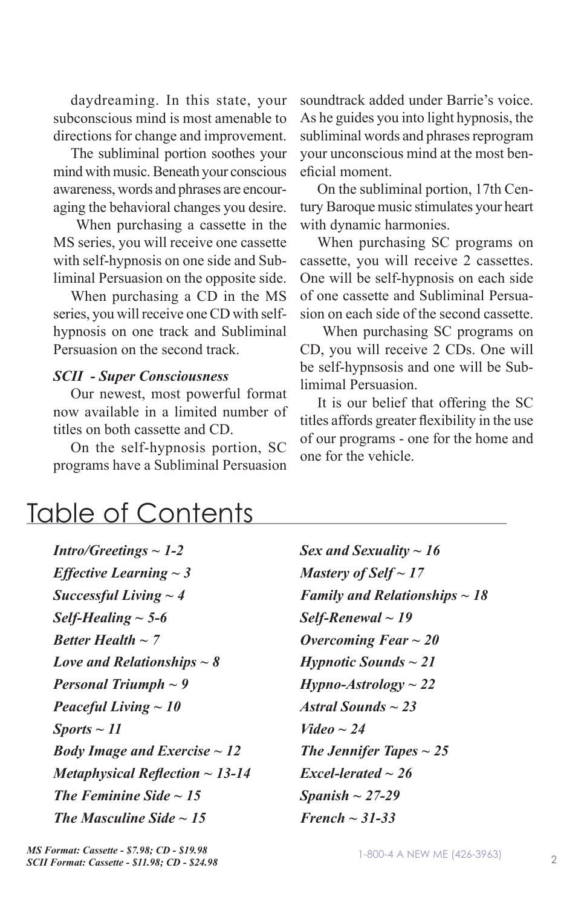daydreaming. In this state, your subconscious mind is most amenable to directions for change and improvement.

The subliminal portion soothes your mind with music. Beneath your conscious awareness, words and phrases are encouraging the behavioral changes you desire.

When purchasing a cassette in the MS series, you will receive one cassette with self-hypnosis on one side and Subliminal Persuasion on the opposite side.

When purchasing a CD in the MS series, you will receive one CD with self-hypnosis on one track and Subliminal Persuasion on the second track.

***SCII - Super Consciousness***

Our newest, most powerful format now available in a limited number of titles on both cassette and CD.

On the self-hypnosis portion, SC programs have a Subliminal Persuasion soundtrack added under Barrie's voice. As he guides you into light hypnosis, the subliminal words and phrases reprogram your unconscious mind at the most beneficial moment.

On the subliminal portion, 17th Century Baroque music stimulates your heart with dynamic harmonies.

When purchasing SC programs on cassette, you will receive 2 cassettes. One will be self-hypnosis on each side of one cassette and Subliminal Persuasion on each side of the second cassette.

When purchasing SC programs on CD, you will receive 2 CDs. One will be self-hypnsosis and one will be Sublimimal Persuasion.

It is our belief that offering the SC titles affords greater flexibility in the use of our programs - one for the home and one for the vehicle.

# Table of Contents

***Intro/Greetings ~ 1-2***
***Effective Learning ~ 3***
***Successful Living ~ 4***
***Self-Healing ~ 5-6***
***Better Health ~ 7***
***Love and Relationships ~ 8***
***Personal Triumph ~ 9***
***Peaceful Living ~ 10***
***Sports ~ 11***
***Body Image and Exercise ~ 12***
***Metaphysical Reflection ~ 13-14***
***The Feminine Side ~ 15***
***The Masculine Side ~ 15***
***Sex and Sexuality ~ 16***
***Mastery of Self ~ 17***
***Family and Relationships ~ 18***
***Self-Renewal ~ 19***
***Overcoming Fear ~ 20***
***Hypnotic Sounds ~ 21***
***Hypno-Astrology ~ 22***
***Astral Sounds ~ 23***
***Video ~ 24***
***The Jennifer Tapes ~ 25***
***Excel-lerated ~ 26***
***Spanish ~ 27-29***
***French ~ 31-33***

***MS Format: Cassette - $7.98; CD - $19.98***
***SCII Format: Cassette - $11.98; CD - $24.98***

1-800-4 A NEW ME (426-3963)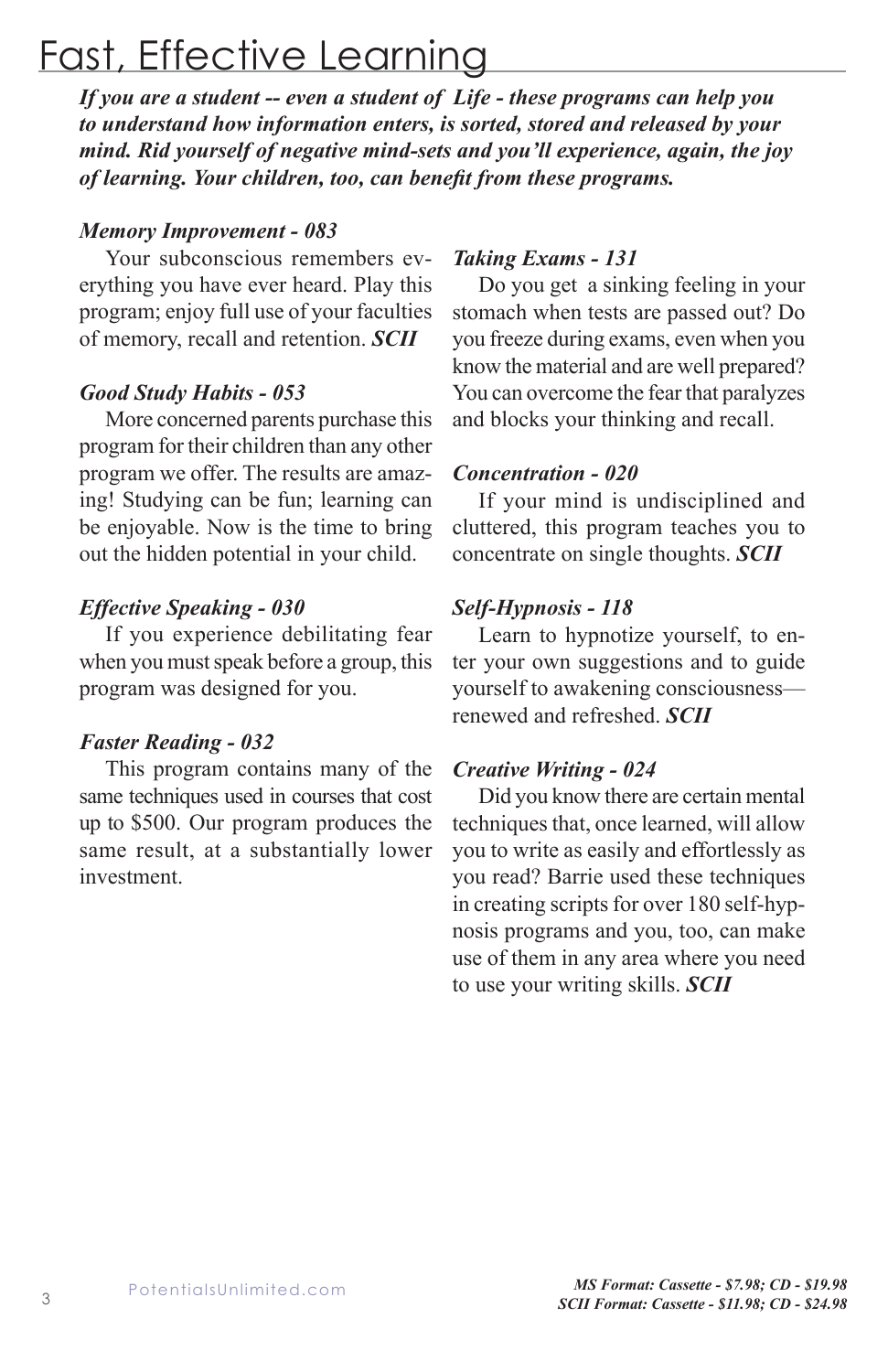# Fast, Effective Learning

***If you are a student -- even a student of Life - these programs can help you to understand how information enters, is sorted, stored and released by your mind. Rid yourself of negative mind-sets and you'll experience, again, the joy of learning. Your children, too, can benefit from these programs.***

***Memory Improvement - 083***

Your subconscious remembers everything you have ever heard. Play this program; enjoy full use of your faculties of memory, recall and retention. ***SCII***

***Good Study Habits - 053***

More concerned parents purchase this program for their children than any other program we offer. The results are amazing! Studying can be fun; learning can be enjoyable. Now is the time to bring out the hidden potential in your child.

***Effective Speaking - 030***

If you experience debilitating fear when you must speak before a group, this program was designed for you.

***Faster Reading - 032***

This program contains many of the same techniques used in courses that cost up to $500. Our program produces the same result, at a substantially lower investment.

***Taking Exams - 131***

Do you get a sinking feeling in your stomach when tests are passed out? Do you freeze during exams, even when you know the material and are well prepared? You can overcome the fear that paralyzes and blocks your thinking and recall.

***Concentration - 020***

If your mind is undisciplined and cluttered, this program teaches you to concentrate on single thoughts. ***SCII***

***Self-Hypnosis - 118***

Learn to hypnotize yourself, to enter your own suggestions and to guide yourself to awakening consciousness—renewed and refreshed. ***SCII***

***Creative Writing - 024***

Did you know there are certain mental techniques that, once learned, will allow you to write as easily and effortlessly as you read? Barrie used these techniques in creating scripts for over 180 self-hypnosis programs and you, too, can make use of them in any area where you need to use your writing skills. ***SCII***

***MS Format: Cassette - $7.98; CD - $19.98***
***SCII Format: Cassette - $11.98; CD - $24.98***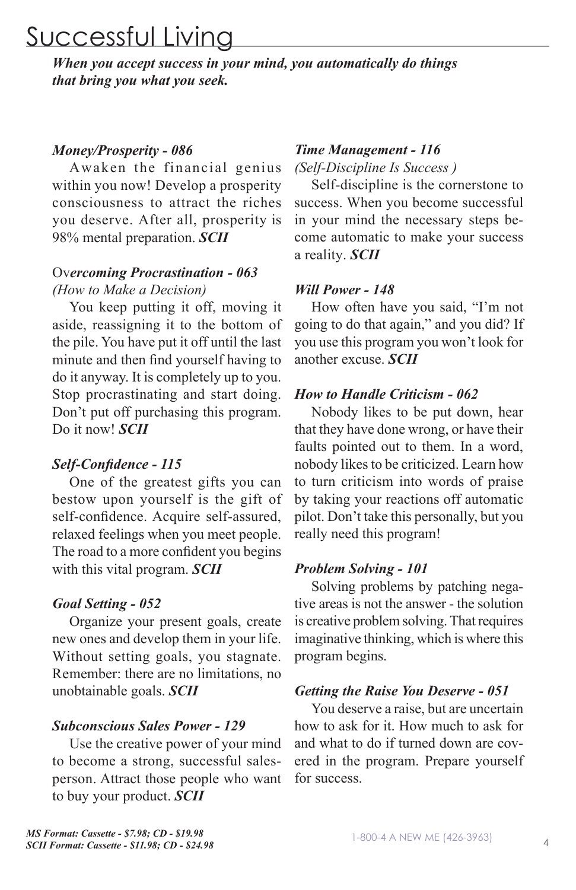# Successful Living

***When you accept success in your mind, you automatically do things that bring you what you seek.***

***Money/Prosperity - 086***

Awaken the financial genius within you now! Develop a prosperity consciousness to attract the riches you deserve. After all, prosperity is 98% mental preparation. ***SCII***

Ov***ercoming Procrastination - 063***
*(How to Make a Decision)*

You keep putting it off, moving it aside, reassigning it to the bottom of the pile. You have put it off until the last minute and then find yourself having to do it anyway. It is completely up to you. Stop procrastinating and start doing. Don't put off purchasing this program. Do it now! ***SCII***

***Self-Confidence - 115***

One of the greatest gifts you can bestow upon yourself is the gift of self-confidence. Acquire self-assured, relaxed feelings when you meet people. The road to a more confident you begins with this vital program. ***SCII***

***Goal Setting - 052***

Organize your present goals, create new ones and develop them in your life. Without setting goals, you stagnate. Remember: there are no limitations, no unobtainable goals. ***SCII***

***Subconscious Sales Power - 129***

Use the creative power of your mind to become a strong, successful salesperson. Attract those people who want to buy your product. ***SCII***

***Time Management - 116***
*(Self-Discipline Is Success )*

Self-discipline is the cornerstone to success. When you become successful in your mind the necessary steps become automatic to make your success a reality. ***SCII***

***Will Power - 148***

How often have you said, "I'm not going to do that again," and you did? If you use this program you won't look for another excuse. ***SCII***

***How to Handle Criticism - 062***

Nobody likes to be put down, hear that they have done wrong, or have their faults pointed out to them. In a word, nobody likes to be criticized. Learn how to turn criticism into words of praise by taking your reactions off automatic pilot. Don't take this personally, but you really need this program!

***Problem Solving - 101***

Solving problems by patching negative areas is not the answer - the solution is creative problem solving. That requires imaginative thinking, which is where this program begins.

***Getting the Raise You Deserve - 051***

You deserve a raise, but are uncertain how to ask for it. How much to ask for and what to do if turned down are covered in the program. Prepare yourself for success.

***MS Format: Cassette - $7.98; CD - $19.98***
***SCII Format: Cassette - $11.98; CD - $24.98***

1-800-4 A NEW ME (426-3963)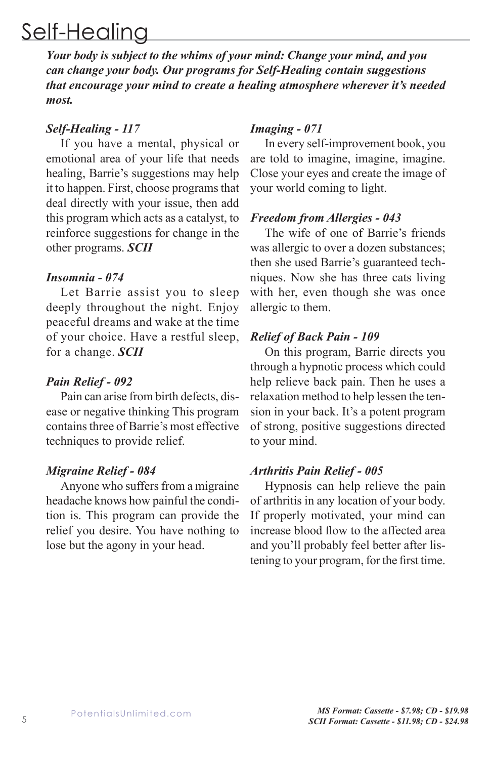# Self-Healing

***Your body is subject to the whims of your mind: Change your mind, and you can change your body. Our programs for Self-Healing contain suggestions that encourage your mind to create a healing atmosphere wherever it's needed most.***

### *Self-Healing - 117*

If you have a mental, physical or emotional area of your life that needs healing, Barrie's suggestions may help it to happen. First, choose programs that deal directly with your issue, then add this program which acts as a catalyst, to reinforce suggestions for change in the other programs. ***SCII***

### *Insomnia - 074*

Let Barrie assist you to sleep deeply throughout the night. Enjoy peaceful dreams and wake at the time of your choice. Have a restful sleep, for a change. ***SCII***

### *Pain Relief - 092*

Pain can arise from birth defects, disease or negative thinking This program contains three of Barrie's most effective techniques to provide relief.

### *Migraine Relief - 084*

Anyone who suffers from a migraine headache knows how painful the condition is. This program can provide the relief you desire. You have nothing to lose but the agony in your head.

### *Imaging - 071*

In every self-improvement book, you are told to imagine, imagine, imagine. Close your eyes and create the image of your world coming to light.

### *Freedom from Allergies - 043*

The wife of one of Barrie's friends was allergic to over a dozen substances; then she used Barrie's guaranteed techniques. Now she has three cats living with her, even though she was once allergic to them.

### *Relief of Back Pain - 109*

On this program, Barrie directs you through a hypnotic process which could help relieve back pain. Then he uses a relaxation method to help lessen the tension in your back. It's a potent program of strong, positive suggestions directed to your mind.

### *Arthritis Pain Relief - 005*

Hypnosis can help relieve the pain of arthritis in any location of your body. If properly motivated, your mind can increase blood flow to the affected area and you'll probably feel better after listening to your program, for the first time.

***MS Format: Cassette - $7.98; CD - $19.98***
***SCII Format: Cassette - $11.98; CD - $24.98***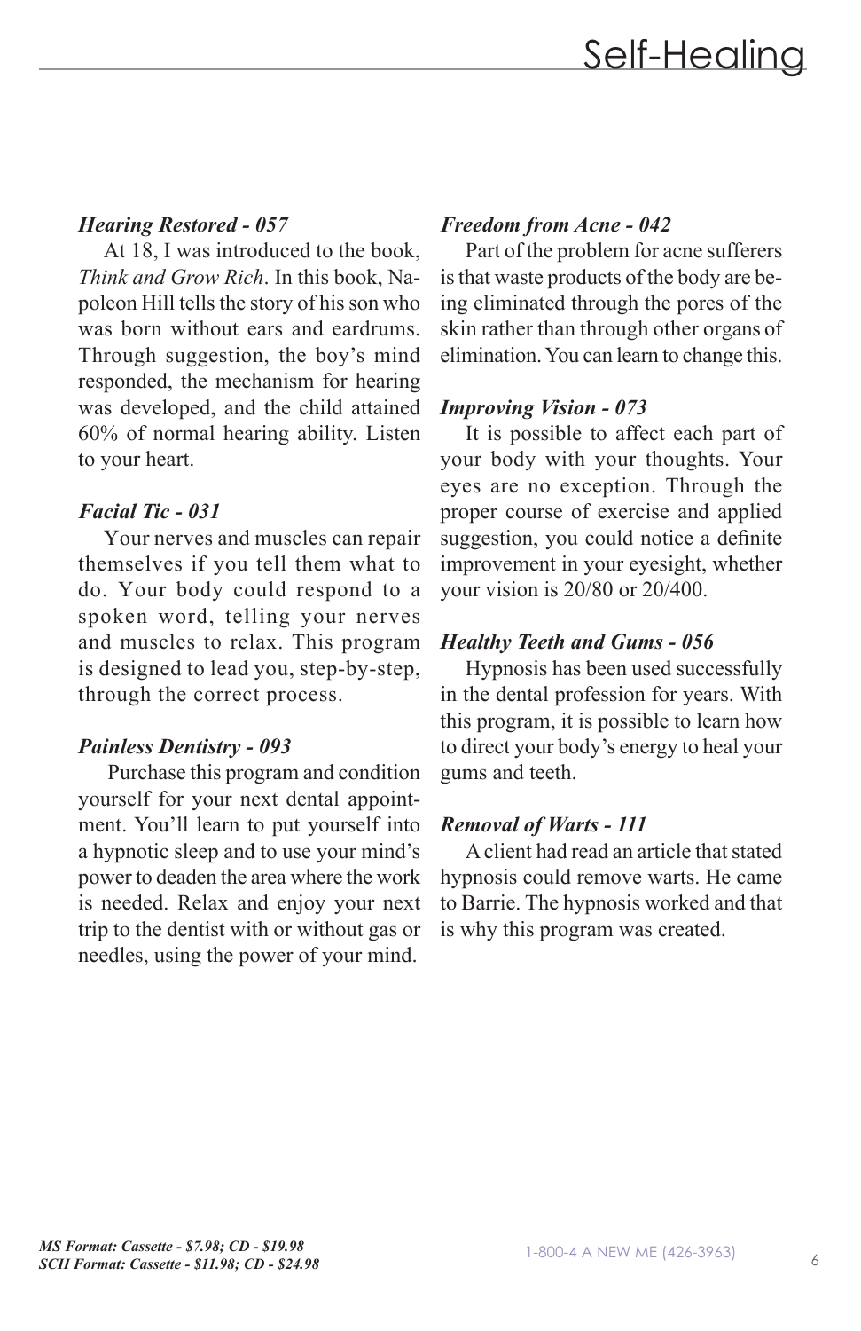# Self-Healing

### *Hearing Restored - 057*

At 18, I was introduced to the book, *Think and Grow Rich*. In this book, Napoleon Hill tells the story of his son who was born without ears and eardrums. Through suggestion, the boy's mind responded, the mechanism for hearing was developed, and the child attained 60% of normal hearing ability. Listen to your heart.

### *Facial Tic - 031*

Your nerves and muscles can repair themselves if you tell them what to do. Your body could respond to a spoken word, telling your nerves and muscles to relax. This program is designed to lead you, step-by-step, through the correct process.

### *Painless Dentistry - 093*

Purchase this program and condition yourself for your next dental appointment. You'll learn to put yourself into a hypnotic sleep and to use your mind's power to deaden the area where the work is needed. Relax and enjoy your next trip to the dentist with or without gas or needles, using the power of your mind.

### *Freedom from Acne - 042*

Part of the problem for acne sufferers is that waste products of the body are being eliminated through the pores of the skin rather than through other organs of elimination. You can learn to change this.

### *Improving Vision - 073*

It is possible to affect each part of your body with your thoughts. Your eyes are no exception. Through the proper course of exercise and applied suggestion, you could notice a definite improvement in your eyesight, whether your vision is 20/80 or 20/400.

### *Healthy Teeth and Gums - 056*

Hypnosis has been used successfully in the dental profession for years. With this program, it is possible to learn how to direct your body's energy to heal your gums and teeth.

### *Removal of Warts - 111*

A client had read an article that stated hypnosis could remove warts. He came to Barrie. The hypnosis worked and that is why this program was created.

***MS Format: Cassette - $7.98; CD - $19.98***
***SCII Format: Cassette - $11.98; CD - $24.98***

1-800-4 A NEW ME (426-3963)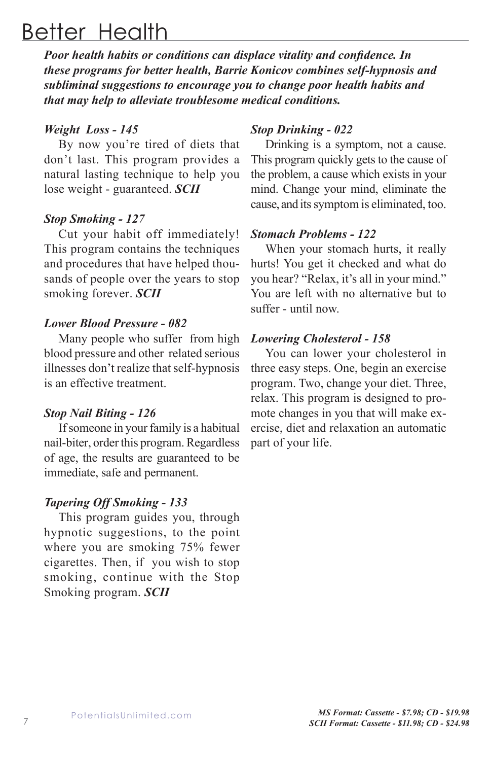# Better Health

***Poor health habits or conditions can displace vitality and confidence. In these programs for better health, Barrie Konicov combines self-hypnosis and subliminal suggestions to encourage you to change poor health habits and that may help to alleviate troublesome medical conditions.***

***Weight Loss - 145***

By now you're tired of diets that don't last. This program provides a natural lasting technique to help you lose weight - guaranteed. ***SCII***

***Stop Smoking - 127***

Cut your habit off immediately! This program contains the techniques and procedures that have helped thousands of people over the years to stop smoking forever. ***SCII***

***Lower Blood Pressure - 082***

Many people who suffer from high blood pressure and other related serious illnesses don't realize that self-hypnosis is an effective treatment.

***Stop Nail Biting - 126***

If someone in your family is a habitual nail-biter, order this program. Regardless of age, the results are guaranteed to be immediate, safe and permanent.

***Tapering Off Smoking - 133***

This program guides you, through hypnotic suggestions, to the point where you are smoking 75% fewer cigarettes. Then, if you wish to stop smoking, continue with the Stop Smoking program. ***SCII***

***Stop Drinking - 022***

Drinking is a symptom, not a cause. This program quickly gets to the cause of the problem, a cause which exists in your mind. Change your mind, eliminate the cause, and its symptom is eliminated, too.

***Stomach Problems - 122***

When your stomach hurts, it really hurts! You get it checked and what do you hear? "Relax, it's all in your mind." You are left with no alternative but to suffer - until now.

***Lowering Cholesterol - 158***

You can lower your cholesterol in three easy steps. One, begin an exercise program. Two, change your diet. Three, relax. This program is designed to promote changes in you that will make exercise, diet and relaxation an automatic part of your life.

PotentialsUnlimited.com

***MS Format: Cassette - $7.98; CD - $19.98***
***SCII Format: Cassette - $11.98; CD - $24.98***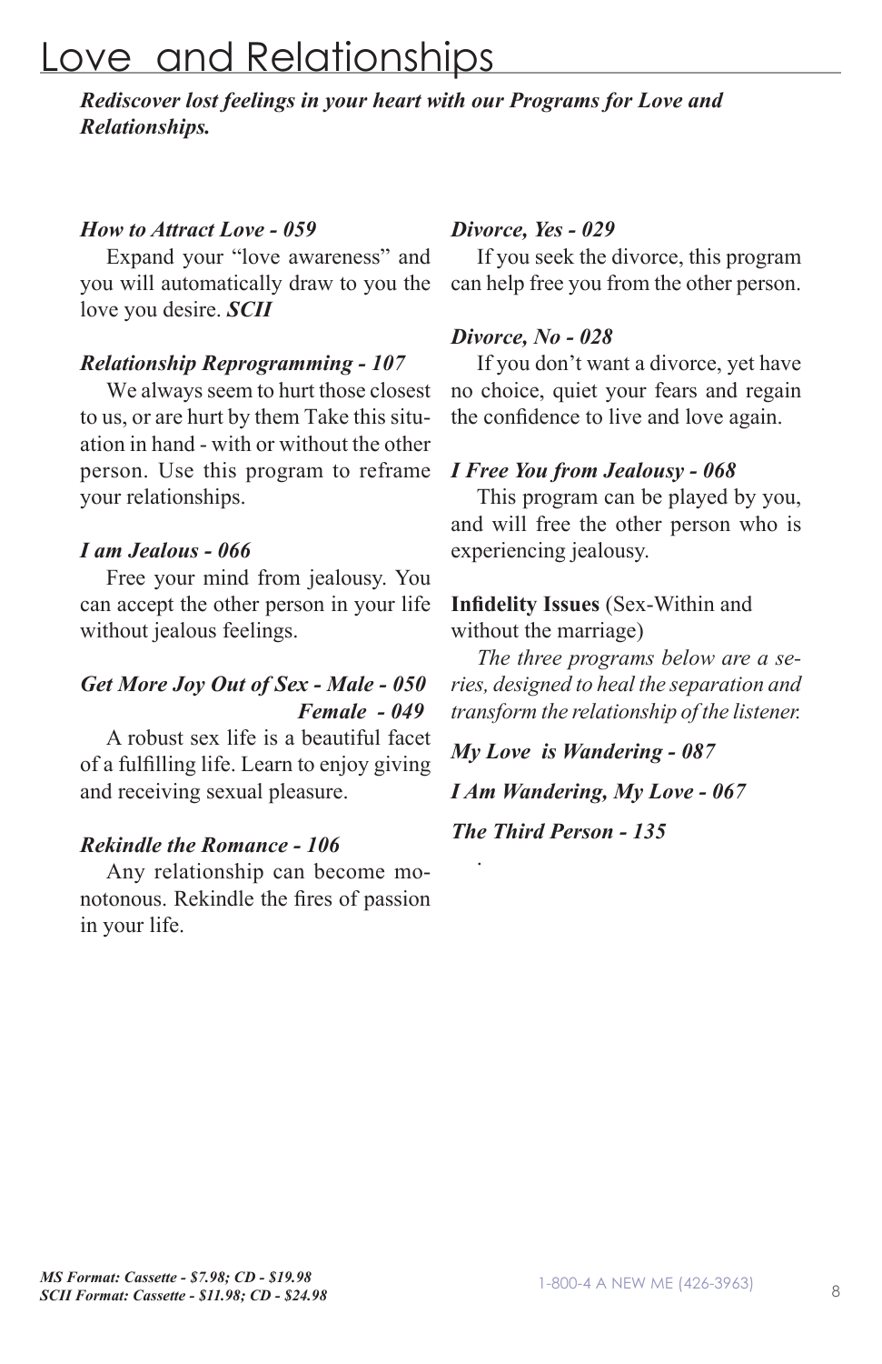# Love and Relationships

***Rediscover lost feelings in your heart with our Programs for Love and Relationships.***

***How to Attract Love - 059***

Expand your "love awareness" and you will automatically draw to you the love you desire. ***SCII***

***Relationship Reprogramming - 107***

We always seem to hurt those closest to us, or are hurt by them Take this situation in hand - with or without the other person. Use this program to reframe your relationships.

***I am Jealous - 066***

Free your mind from jealousy. You can accept the other person in your life without jealous feelings.

***Get More Joy Out of Sex - Male - 050***
***Female - 049***

A robust sex life is a beautiful facet of a fulfilling life. Learn to enjoy giving and receiving sexual pleasure.

***Rekindle the Romance - 106***

Any relationship can become monotonous. Rekindle the fires of passion in your life.

***Divorce, Yes - 029***

If you seek the divorce, this program can help free you from the other person.

***Divorce, No - 028***

If you don't want a divorce, yet have no choice, quiet your fears and regain the confidence to live and love again.

***I Free You from Jealousy - 068***

This program can be played by you, and will free the other person who is experiencing jealousy.

**Infidelity Issues** (Sex-Within and without the marriage)

*The three programs below are a series, designed to heal the separation and transform the relationship of the listener.*

***My Love is Wandering - 087***

***I Am Wandering, My Love - 067***

***The Third Person - 135***

***MS Format: Cassette - $7.98; CD - $19.98***
***SCII Format: Cassette - $11.98; CD - $24.98***

1-800-4 A NEW ME (426-3963)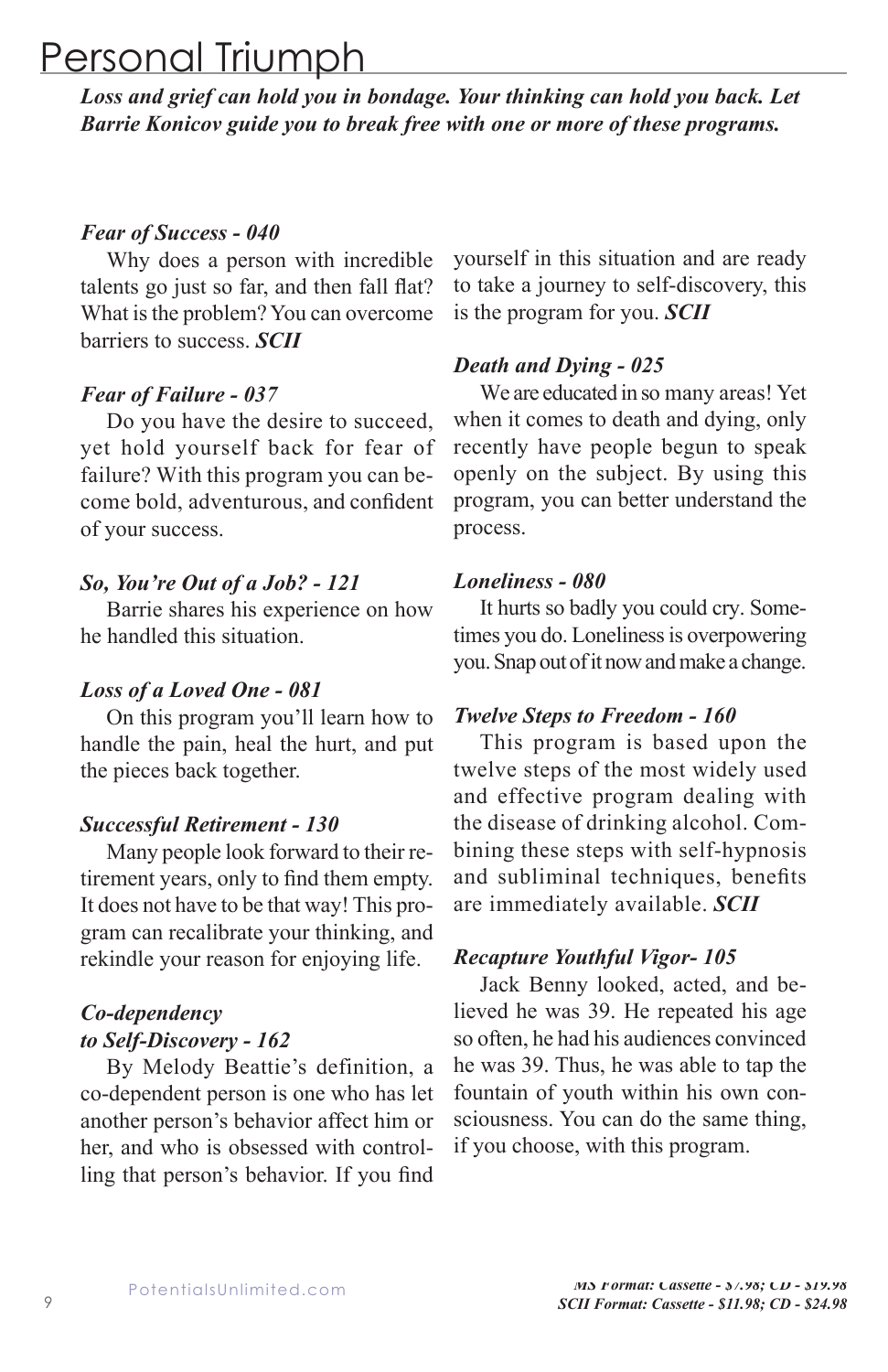# Personal Triumph

***Loss and grief can hold you in bondage. Your thinking can hold you back. Let Barrie Konicov guide you to break free with one or more of these programs.***

### *Fear of Success - 040*

Why does a person with incredible talents go just so far, and then fall flat? What is the problem? You can overcome barriers to success. ***SCII***

### *Fear of Failure - 037*

Do you have the desire to succeed, yet hold yourself back for fear of failure? With this program you can become bold, adventurous, and confident of your success.

### *So, You're Out of a Job? - 121*

Barrie shares his experience on how he handled this situation.

### *Loss of a Loved One - 081*

On this program you'll learn how to handle the pain, heal the hurt, and put the pieces back together.

### *Successful Retirement - 130*

Many people look forward to their retirement years, only to find them empty. It does not have to be that way! This program can recalibrate your thinking, and rekindle your reason for enjoying life.

### *Co-dependency to Self-Discovery - 162*

By Melody Beattie's definition, a co-dependent person is one who has let another person's behavior affect him or her, and who is obsessed with controlling that person's behavior. If you find yourself in this situation and are ready to take a journey to self-discovery, this is the program for you. ***SCII***

### *Death and Dying - 025*

We are educated in so many areas! Yet when it comes to death and dying, only recently have people begun to speak openly on the subject. By using this program, you can better understand the process.

### *Loneliness - 080*

It hurts so badly you could cry. Sometimes you do. Loneliness is overpowering you. Snap out of it now and make a change.

### *Twelve Steps to Freedom - 160*

This program is based upon the twelve steps of the most widely used and effective program dealing with the disease of drinking alcohol. Combining these steps with self-hypnosis and subliminal techniques, benefits are immediately available. ***SCII***

### *Recapture Youthful Vigor- 105*

Jack Benny looked, acted, and believed he was 39. He repeated his age so often, he had his audiences convinced he was 39. Thus, he was able to tap the fountain of youth within his own consciousness. You can do the same thing, if you choose, with this program.

PotentialsUnlimited.com

***MS Format: Cassette - $7.98; CD - $19.98***
***SCII Format: Cassette - $11.98; CD - $24.98***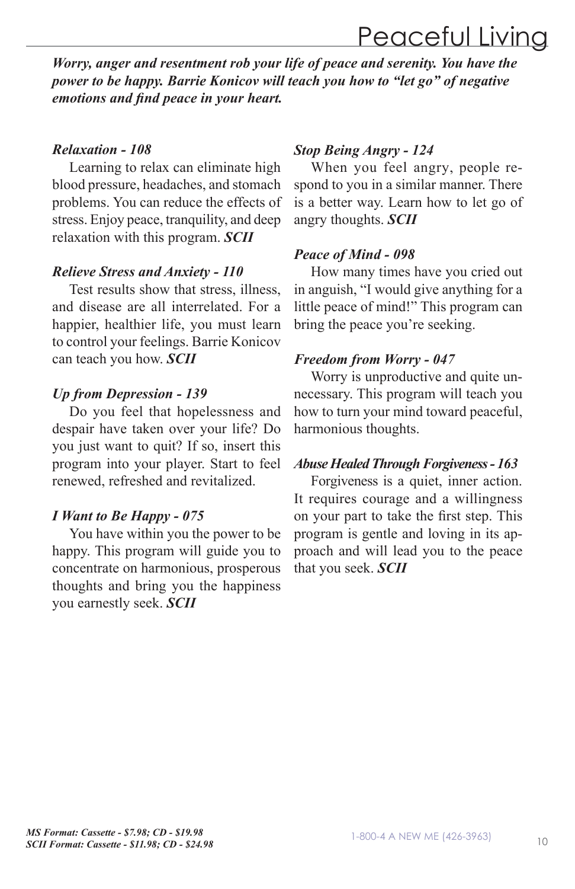# Peaceful Living

***Worry, anger and resentment rob your life of peace and serenity. You have the power to be happy. Barrie Konicov will teach you how to "let go" of negative emotions and find peace in your heart.***

***Relaxation - 108***

Learning to relax can eliminate high blood pressure, headaches, and stomach problems. You can reduce the effects of stress. Enjoy peace, tranquility, and deep relaxation with this program. ***SCII***

***Relieve Stress and Anxiety - 110***

Test results show that stress, illness, and disease are all interrelated. For a happier, healthier life, you must learn to control your feelings. Barrie Konicov can teach you how. ***SCII***

***Up from Depression - 139***

Do you feel that hopelessness and despair have taken over your life? Do you just want to quit? If so, insert this program into your player. Start to feel renewed, refreshed and revitalized.

***I Want to Be Happy - 075***

You have within you the power to be happy. This program will guide you to concentrate on harmonious, prosperous thoughts and bring you the happiness you earnestly seek. ***SCII***

***Stop Being Angry - 124***

When you feel angry, people respond to you in a similar manner. There is a better way. Learn how to let go of angry thoughts. ***SCII***

***Peace of Mind - 098***

How many times have you cried out in anguish, "I would give anything for a little peace of mind!" This program can bring the peace you're seeking.

***Freedom from Worry - 047***

Worry is unproductive and quite unnecessary. This program will teach you how to turn your mind toward peaceful, harmonious thoughts.

***Abuse Healed Through Forgiveness - 163***

Forgiveness is a quiet, inner action. It requires courage and a willingness on your part to take the first step. This program is gentle and loving in its approach and will lead you to the peace that you seek. ***SCII***

***MS Format: Cassette - $7.98; CD - $19.98***
***SCII Format: Cassette - $11.98; CD - $24.98***

1-800-4 A NEW ME (426-3963)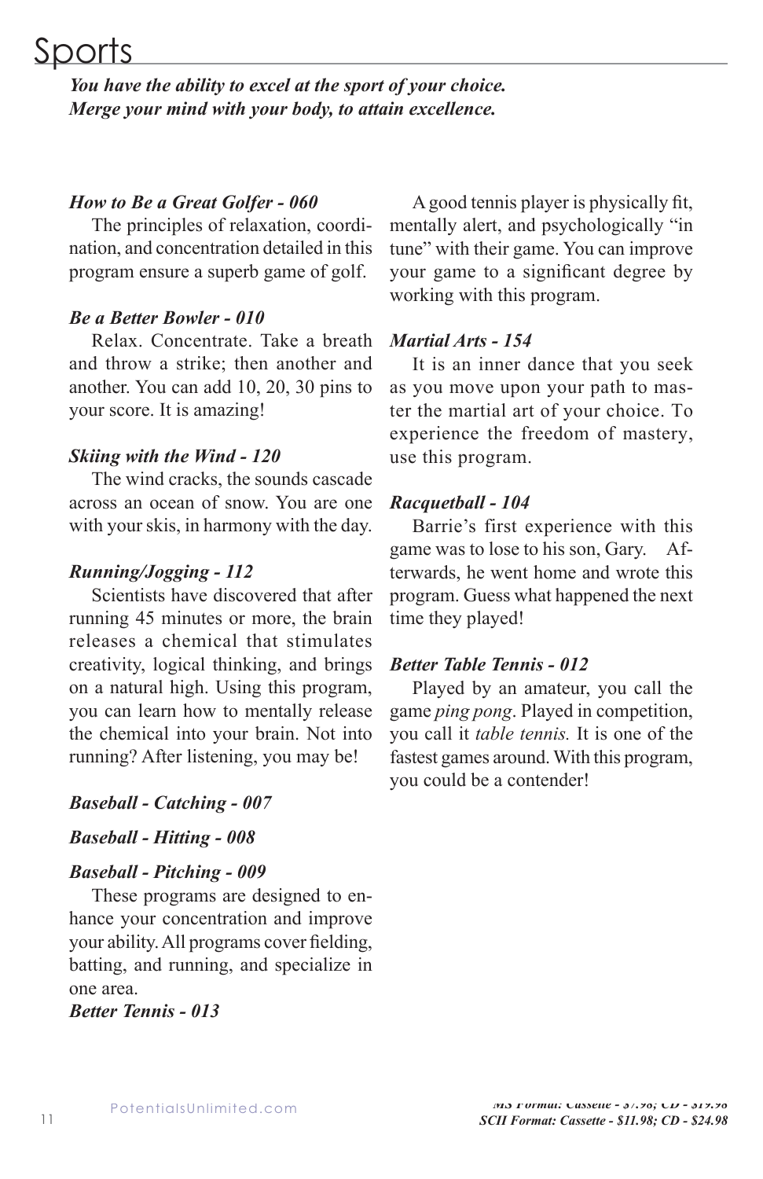# Sports

***You have the ability to excel at the sport of your choice. Merge your mind with your body, to attain excellence.***

***How to Be a Great Golfer - 060***

The principles of relaxation, coordination, and concentration detailed in this program ensure a superb game of golf.

***Be a Better Bowler - 010***

Relax. Concentrate. Take a breath and throw a strike; then another and another. You can add 10, 20, 30 pins to your score. It is amazing!

***Skiing with the Wind - 120***

The wind cracks, the sounds cascade across an ocean of snow. You are one with your skis, in harmony with the day.

***Running/Jogging - 112***

Scientists have discovered that after running 45 minutes or more, the brain releases a chemical that stimulates creativity, logical thinking, and brings on a natural high. Using this program, you can learn how to mentally release the chemical into your brain. Not into running? After listening, you may be!

***Baseball - Catching - 007***

***Baseball - Hitting - 008***

***Baseball - Pitching - 009***

These programs are designed to enhance your concentration and improve your ability. All programs cover fielding, batting, and running, and specialize in one area.

***Better Tennis - 013***

A good tennis player is physically fit, mentally alert, and psychologically "in tune" with their game. You can improve your game to a significant degree by working with this program.

***Martial Arts - 154***

It is an inner dance that you seek as you move upon your path to master the martial art of your choice. To experience the freedom of mastery, use this program.

***Racquetball - 104***

Barrie's first experience with this game was to lose to his son, Gary. Afterwards, he went home and wrote this program. Guess what happened the next time they played!

***Better Table Tennis - 012***

Played by an amateur, you call the game *ping pong*. Played in competition, you call it *table tennis.* It is one of the fastest games around. With this program, you could be a contender!

***MS Format: Cassette - $7.98; CD - $19.98***
***SCII Format: Cassette - $11.98; CD - $24.98***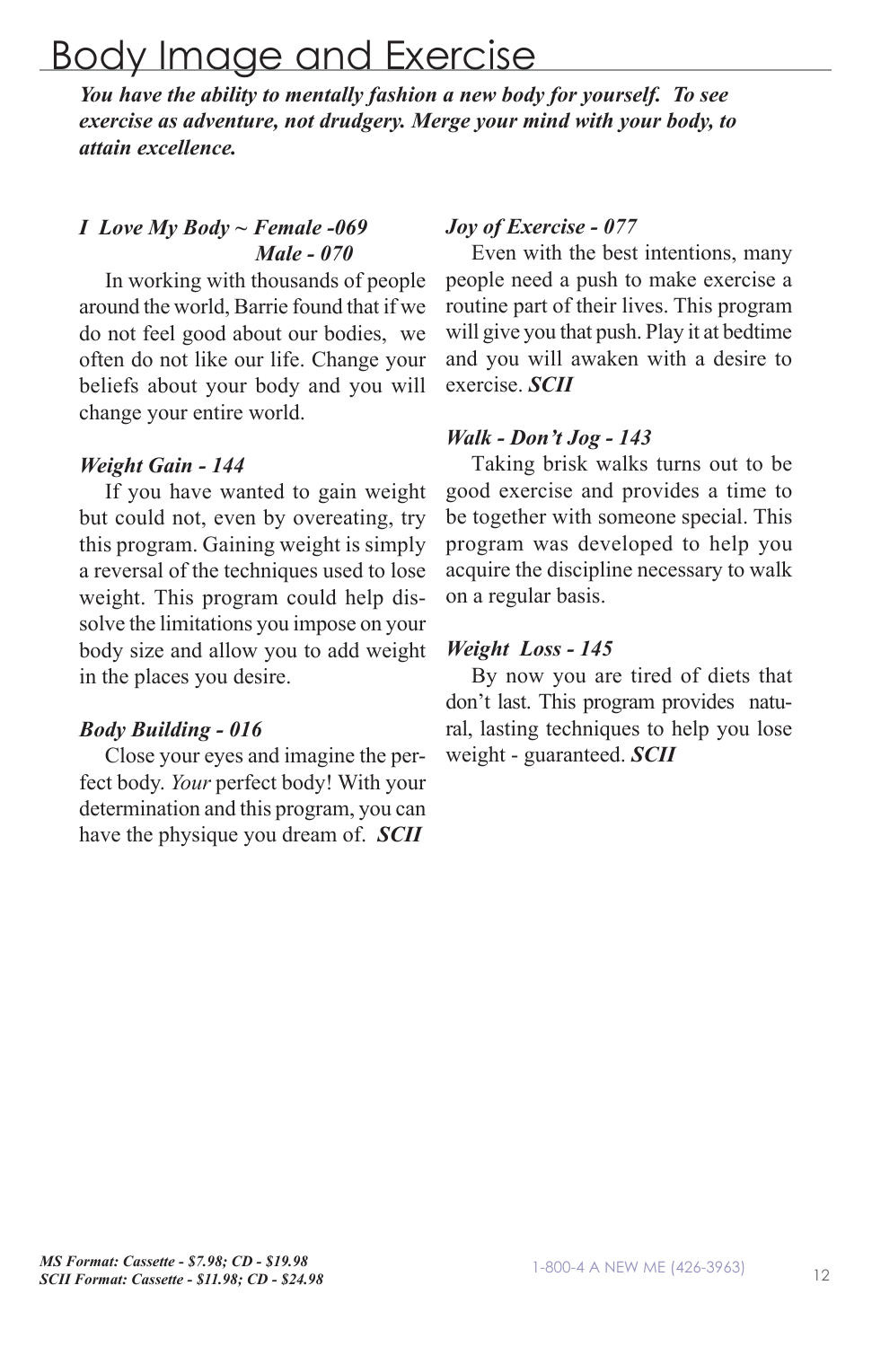# Body Image and Exercise

***You have the ability to mentally fashion a new body for yourself. To see exercise as adventure, not drudgery. Merge your mind with your body, to attain excellence.***

***I Love My Body ~ Female -069***
***Male - 070***

In working with thousands of people around the world, Barrie found that if we do not feel good about our bodies, we often do not like our life. Change your beliefs about your body and you will change your entire world.

***Weight Gain - 144***

If you have wanted to gain weight but could not, even by overeating, try this program. Gaining weight is simply a reversal of the techniques used to lose weight. This program could help dissolve the limitations you impose on your body size and allow you to add weight in the places you desire.

***Body Building - 016***

Close your eyes and imagine the perfect body. *Your* perfect body! With your determination and this program, you can have the physique you dream of. ***SCII***

***Joy of Exercise - 077***

Even with the best intentions, many people need a push to make exercise a routine part of their lives. This program will give you that push. Play it at bedtime and you will awaken with a desire to exercise. ***SCII***

***Walk - Don't Jog - 143***

Taking brisk walks turns out to be good exercise and provides a time to be together with someone special. This program was developed to help you acquire the discipline necessary to walk on a regular basis.

***Weight Loss - 145***

By now you are tired of diets that don't last. This program provides natural, lasting techniques to help you lose weight - guaranteed. ***SCII***

***MS Format: Cassette - $7.98; CD - $19.98***
***SCII Format: Cassette - $11.98; CD - $24.98***

1-800-4 A NEW ME (426-3963)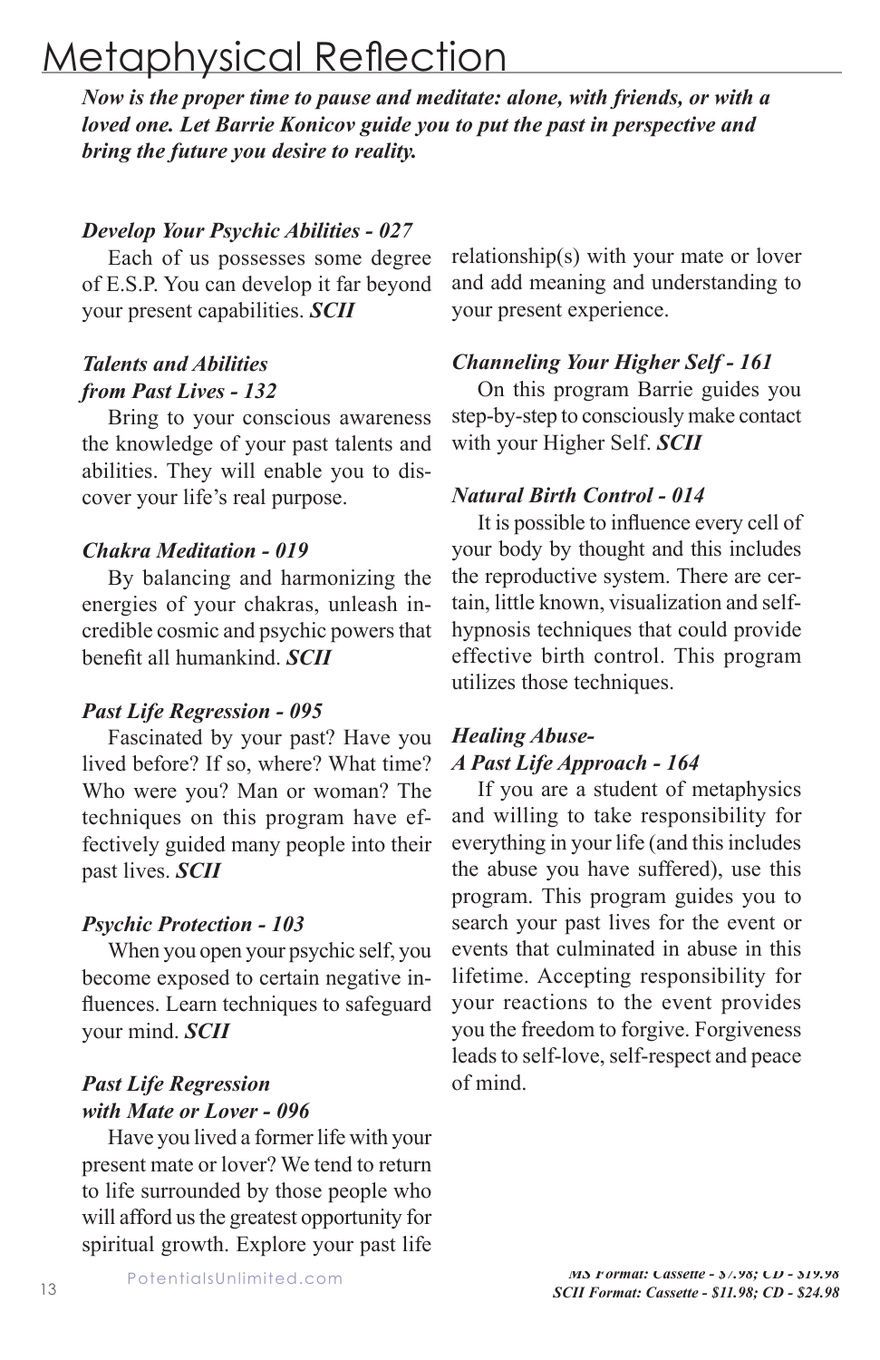# Metaphysical Reflection

***Now is the proper time to pause and meditate: alone, with friends, or with a loved one. Let Barrie Konicov guide you to put the past in perspective and bring the future you desire to reality.***

***Develop Your Psychic Abilities - 027***

Each of us possesses some degree of E.S.P. You can develop it far beyond your present capabilities. ***SCII***

***Talents and Abilities from Past Lives - 132***

Bring to your conscious awareness the knowledge of your past talents and abilities. They will enable you to discover your life's real purpose.

***Chakra Meditation - 019***

By balancing and harmonizing the energies of your chakras, unleash incredible cosmic and psychic powers that benefit all humankind. ***SCII***

***Past Life Regression - 095***

Fascinated by your past? Have you lived before? If so, where? What time? Who were you? Man or woman? The techniques on this program have effectively guided many people into their past lives. ***SCII***

***Psychic Protection - 103***

When you open your psychic self, you become exposed to certain negative influences. Learn techniques to safeguard your mind. ***SCII***

***Past Life Regression with Mate or Lover - 096***

Have you lived a former life with your present mate or lover? We tend to return to life surrounded by those people who will afford us the greatest opportunity for spiritual growth. Explore your past life relationship(s) with your mate or lover and add meaning and understanding to your present experience.

***Channeling Your Higher Self - 161***

On this program Barrie guides you step-by-step to consciously make contact with your Higher Self. ***SCII***

***Natural Birth Control - 014***

It is possible to influence every cell of your body by thought and this includes the reproductive system. There are certain, little known, visualization and self-hypnosis techniques that could provide effective birth control. This program utilizes those techniques.

***Healing Abuse- A Past Life Approach - 164***

If you are a student of metaphysics and willing to take responsibility for everything in your life (and this includes the abuse you have suffered), use this program. This program guides you to search your past lives for the event or events that culminated in abuse in this lifetime. Accepting responsibility for your reactions to the event provides you the freedom to forgive. Forgiveness leads to self-love, self-respect and peace of mind.

***MS Format: Cassette - $7.98; CD - $19.98***
***SCII Format: Cassette - $11.98; CD - $24.98***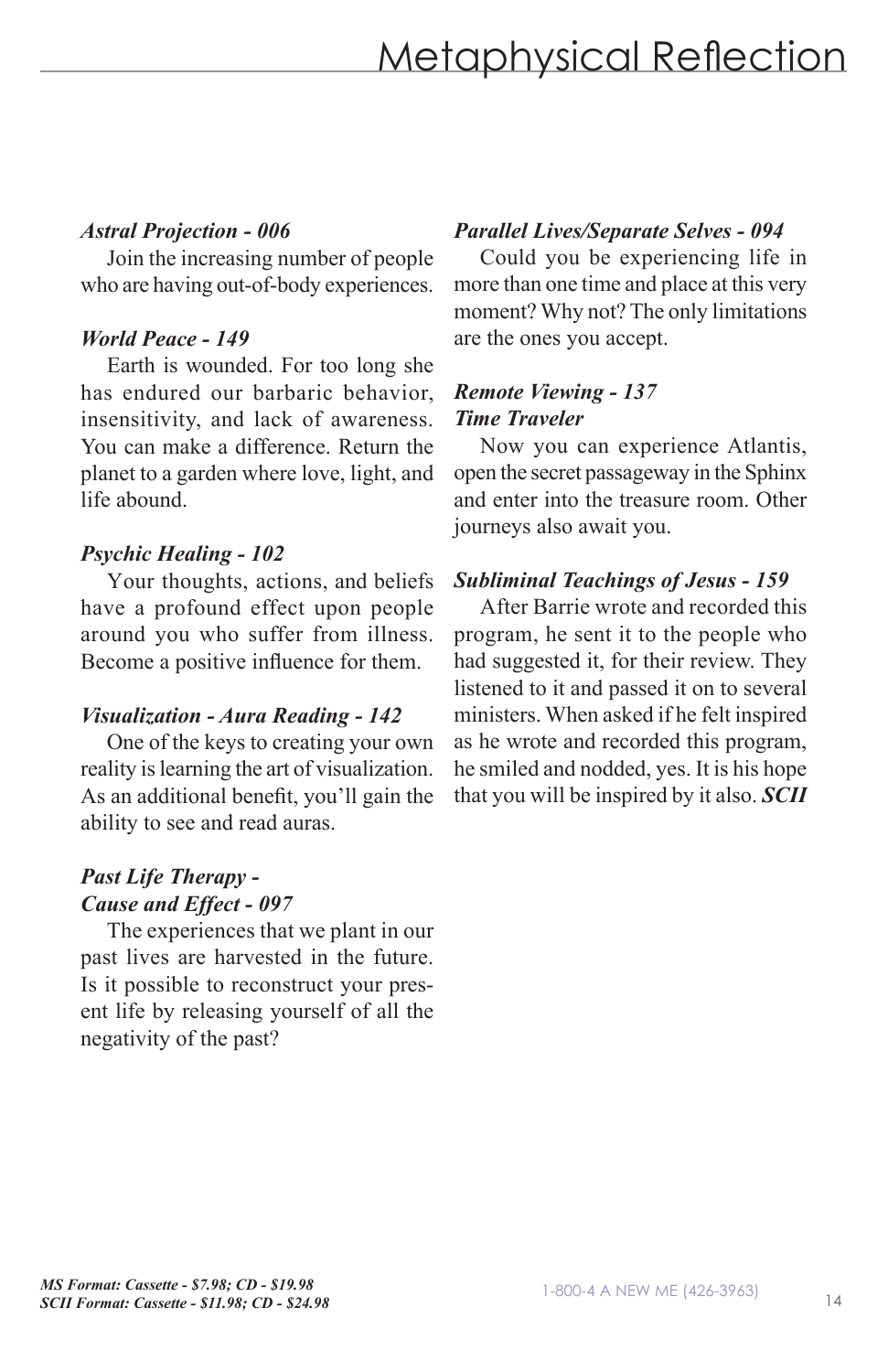# Metaphysical Reflection

***Astral Projection - 006***

Join the increasing number of people who are having out-of-body experiences.

***World Peace - 149***

Earth is wounded. For too long she has endured our barbaric behavior, insensitivity, and lack of awareness. You can make a difference. Return the planet to a garden where love, light, and life abound.

***Psychic Healing - 102***

Your thoughts, actions, and beliefs have a profound effect upon people around you who suffer from illness. Become a positive influence for them.

***Visualization - Aura Reading - 142***

One of the keys to creating your own reality is learning the art of visualization. As an additional benefit, you'll gain the ability to see and read auras.

***Past Life Therapy - Cause and Effect - 097***

The experiences that we plant in our past lives are harvested in the future. Is it possible to reconstruct your present life by releasing yourself of all the negativity of the past?

***Parallel Lives/Separate Selves - 094***

Could you be experiencing life in more than one time and place at this very moment? Why not? The only limitations are the ones you accept.

***Remote Viewing - 137***
***Time Traveler***

Now you can experience Atlantis, open the secret passageway in the Sphinx and enter into the treasure room. Other journeys also await you.

***Subliminal Teachings of Jesus - 159***

After Barrie wrote and recorded this program, he sent it to the people who had suggested it, for their review. They listened to it and passed it on to several ministers. When asked if he felt inspired as he wrote and recorded this program, he smiled and nodded, yes. It is his hope that you will be inspired by it also. ***SCII***

***MS Format: Cassette - $7.98; CD - $19.98***
***SCII Format: Cassette - $11.98; CD - $24.98***

1-800-4 A NEW ME (426-3963)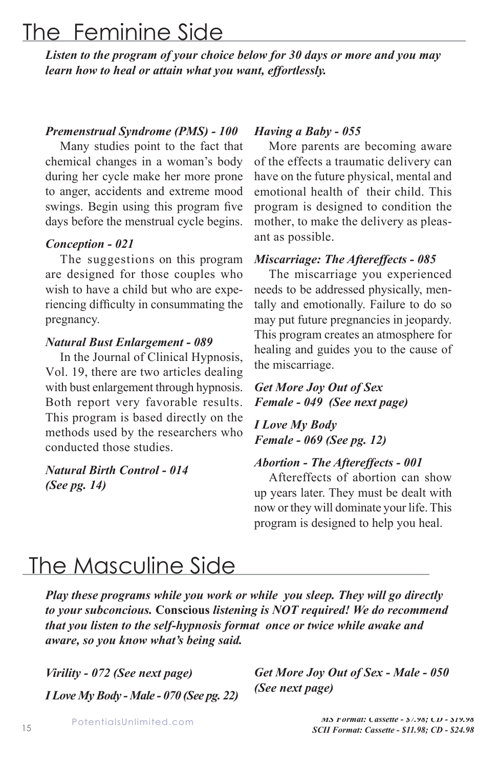# The Feminine Side

***Listen to the program of your choice below for 30 days or more and you may learn how to heal or attain what you want, effortlessly.***

***Premenstrual Syndrome (PMS) - 100***

Many studies point to the fact that chemical changes in a woman's body during her cycle make her more prone to anger, accidents and extreme mood swings. Begin using this program five days before the menstrual cycle begins.

***Conception - 021***

The suggestions on this program are designed for those couples who wish to have a child but who are experiencing difficulty in consummating the pregnancy.

***Natural Bust Enlargement - 089***

In the Journal of Clinical Hypnosis, Vol. 19, there are two articles dealing with bust enlargement through hypnosis. Both report very favorable results. This program is based directly on the methods used by the researchers who conducted those studies.

***Natural Birth Control - 014 (See pg. 14)***

***Having a Baby - 055***

More parents are becoming aware of the effects a traumatic delivery can have on the future physical, mental and emotional health of their child. This program is designed to condition the mother, to make the delivery as pleasant as possible.

***Miscarriage: The Aftereffects - 085***

The miscarriage you experienced needs to be addressed physically, mentally and emotionally. Failure to do so may put future pregnancies in jeopardy. This program creates an atmosphere for healing and guides you to the cause of the miscarriage.

***Get More Joy Out of Sex Female - 049 (See next page)***

***I Love My Body Female - 069 (See pg. 12)***

***Abortion - The Aftereffects - 001***

Aftereffects of abortion can show up years later. They must be dealt with now or they will dominate your life. This program is designed to help you heal.

# The Masculine Side

***Play these programs while you work or while you sleep. They will go directly to your subconcious.*** **Conscious** ***listening is NOT required! We do recommend that you listen to the self-hypnosis format once or twice while awake and aware, so you know what's being said.***

***Virility - 072 (See next page)***

***I Love My Body - Male - 070 (See pg. 22)***

***Get More Joy Out of Sex - Male - 050 (See next page)***

PotentialsUnlimited.com

***MS Format: Cassette - $7.98; CD - $19.98***
***SCII Format: Cassette - $11.98; CD - $24.98***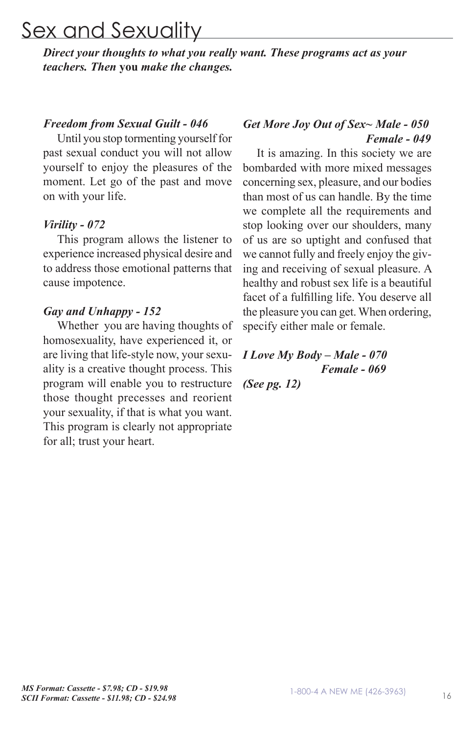# Sex and Sexuality

***Direct your thoughts to what you really want. These programs act as your teachers. Then* you *make the changes.***

***Freedom from Sexual Guilt - 046***

Until you stop tormenting yourself for past sexual conduct you will not allow yourself to enjoy the pleasures of the moment. Let go of the past and move on with your life.

***Virility - 072***

This program allows the listener to experience increased physical desire and to address those emotional patterns that cause impotence.

***Gay and Unhappy - 152***

Whether you are having thoughts of homosexuality, have experienced it, or are living that life-style now, your sexuality is a creative thought process. This program will enable you to restructure those thought precesses and reorient your sexuality, if that is what you want. This program is clearly not appropriate for all; trust your heart.

***Get More Joy Out of Sex~ Male - 050***
***Female - 049***

It is amazing. In this society we are bombarded with more mixed messages concerning sex, pleasure, and our bodies than most of us can handle. By the time we complete all the requirements and stop looking over our shoulders, many of us are so uptight and confused that we cannot fully and freely enjoy the giving and receiving of sexual pleasure. A healthy and robust sex life is a beautiful facet of a fulfilling life. You deserve all the pleasure you can get. When ordering, specify either male or female.

***I Love My Body – Male - 070***
***Female - 069***
***(See pg. 12)***

***MS Format: Cassette - $7.98; CD - $19.98***
***SCII Format: Cassette - $11.98; CD - $24.98***

1-800-4 A NEW ME (426-3963)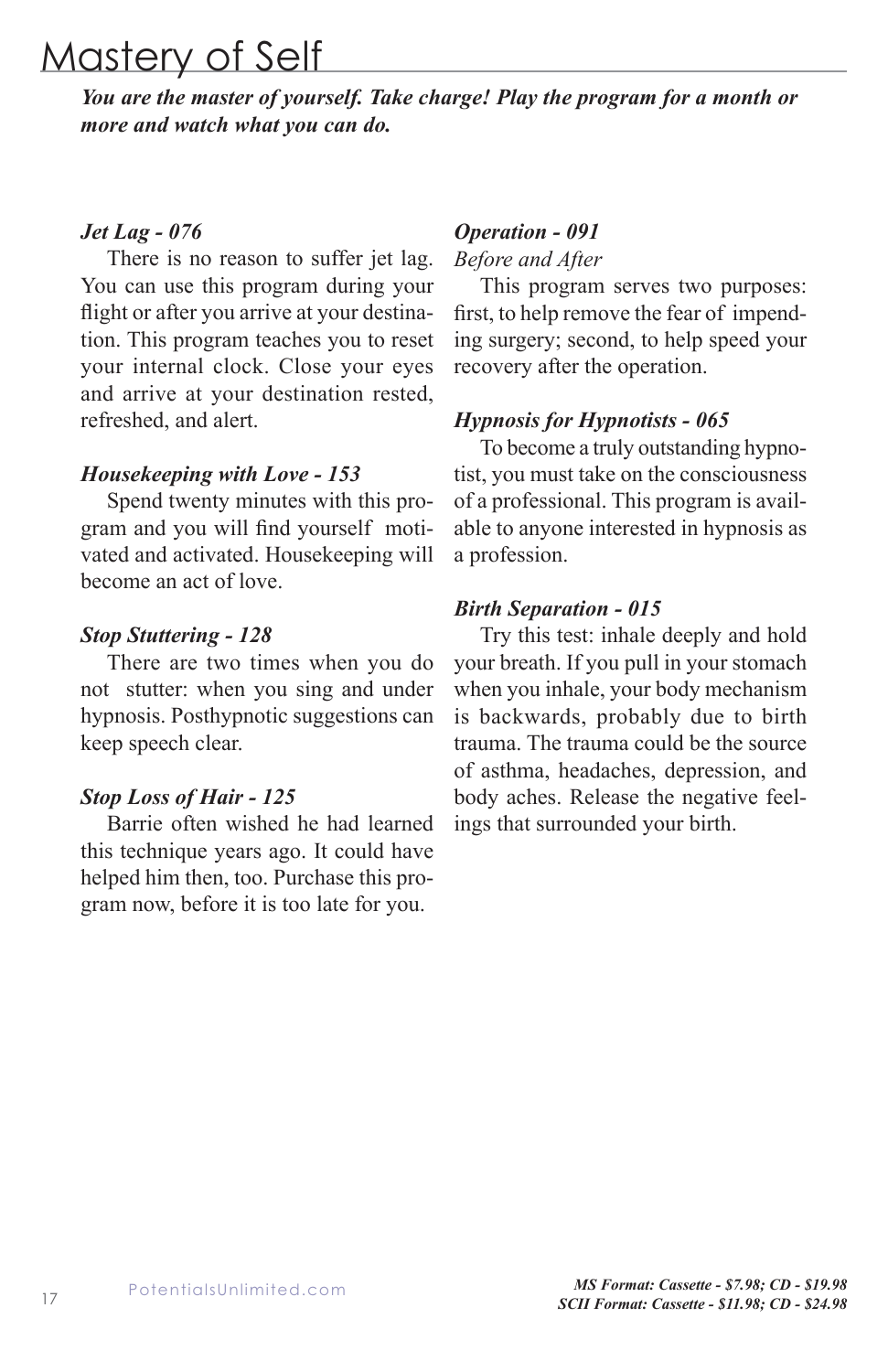# Mastery of Self

***You are the master of yourself. Take charge! Play the program for a month or more and watch what you can do.***

### *Jet Lag - 076*

There is no reason to suffer jet lag. You can use this program during your flight or after you arrive at your destination. This program teaches you to reset your internal clock. Close your eyes and arrive at your destination rested, refreshed, and alert.

### *Housekeeping with Love - 153*

Spend twenty minutes with this program and you will find yourself motivated and activated. Housekeeping will become an act of love.

### *Stop Stuttering - 128*

There are two times when you do not stutter: when you sing and under hypnosis. Posthypnotic suggestions can keep speech clear.

### *Stop Loss of Hair - 125*

Barrie often wished he had learned this technique years ago. It could have helped him then, too. Purchase this program now, before it is too late for you.

### *Operation - 091*

*Before and After*

This program serves two purposes: first, to help remove the fear of impending surgery; second, to help speed your recovery after the operation.

### *Hypnosis for Hypnotists - 065*

To become a truly outstanding hypnotist, you must take on the consciousness of a professional. This program is available to anyone interested in hypnosis as a profession.

### *Birth Separation - 015*

Try this test: inhale deeply and hold your breath. If you pull in your stomach when you inhale, your body mechanism is backwards, probably due to birth trauma. The trauma could be the source of asthma, headaches, depression, and body aches. Release the negative feelings that surrounded your birth.

***MS Format: Cassette - $7.98; CD - $19.98***
***SCII Format: Cassette - $11.98; CD - $24.98***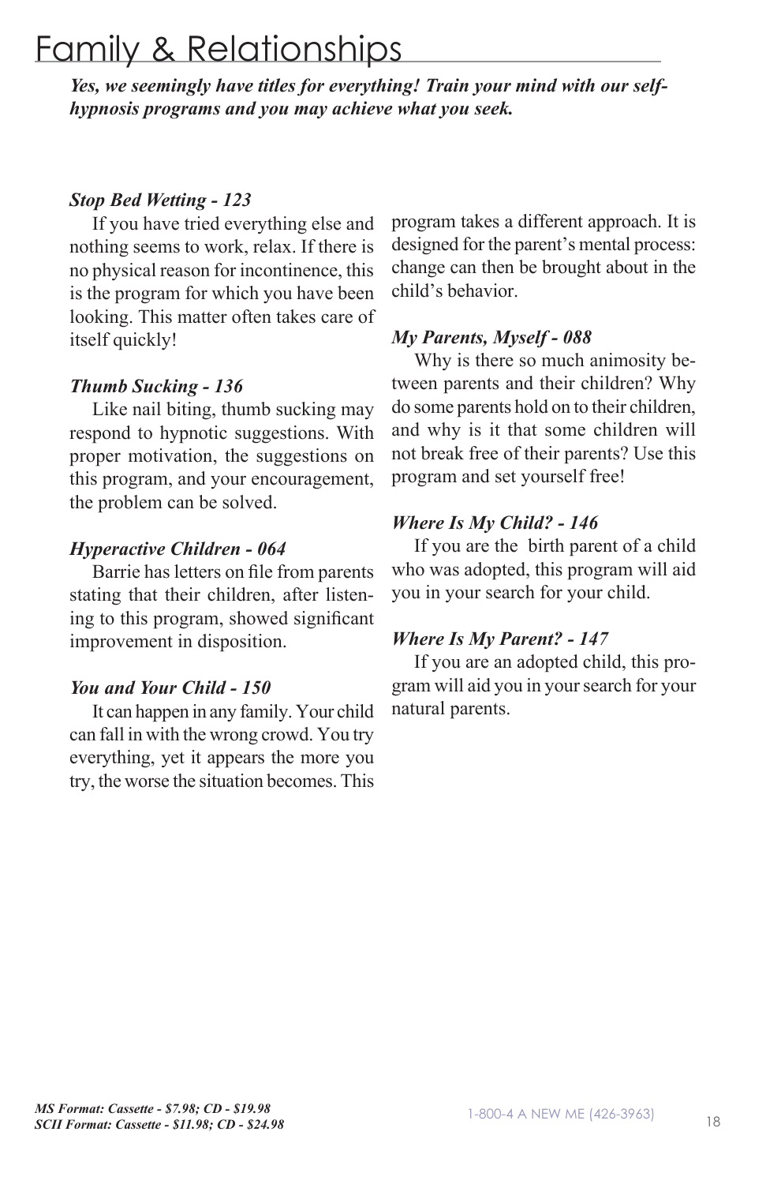# Family & Relationships

***Yes, we seemingly have titles for everything! Train your mind with our self-hypnosis programs and you may achieve what you seek.***

***Stop Bed Wetting - 123***

If you have tried everything else and nothing seems to work, relax. If there is no physical reason for incontinence, this is the program for which you have been looking. This matter often takes care of itself quickly!

***Thumb Sucking - 136***

Like nail biting, thumb sucking may respond to hypnotic suggestions. With proper motivation, the suggestions on this program, and your encouragement, the problem can be solved.

***Hyperactive Children - 064***

Barrie has letters on file from parents stating that their children, after listening to this program, showed significant improvement in disposition.

***You and Your Child - 150***

It can happen in any family. Your child can fall in with the wrong crowd. You try everything, yet it appears the more you try, the worse the situation becomes. This program takes a different approach. It is designed for the parent's mental process: change can then be brought about in the child's behavior.

***My Parents, Myself - 088***

Why is there so much animosity between parents and their children? Why do some parents hold on to their children, and why is it that some children will not break free of their parents? Use this program and set yourself free!

***Where Is My Child? - 146***

If you are the birth parent of a child who was adopted, this program will aid you in your search for your child.

***Where Is My Parent? - 147***

If you are an adopted child, this program will aid you in your search for your natural parents.

***MS Format: Cassette - $7.98; CD - $19.98***
***SCII Format: Cassette - $11.98; CD - $24.98***

1-800-4 A NEW ME (426-3963)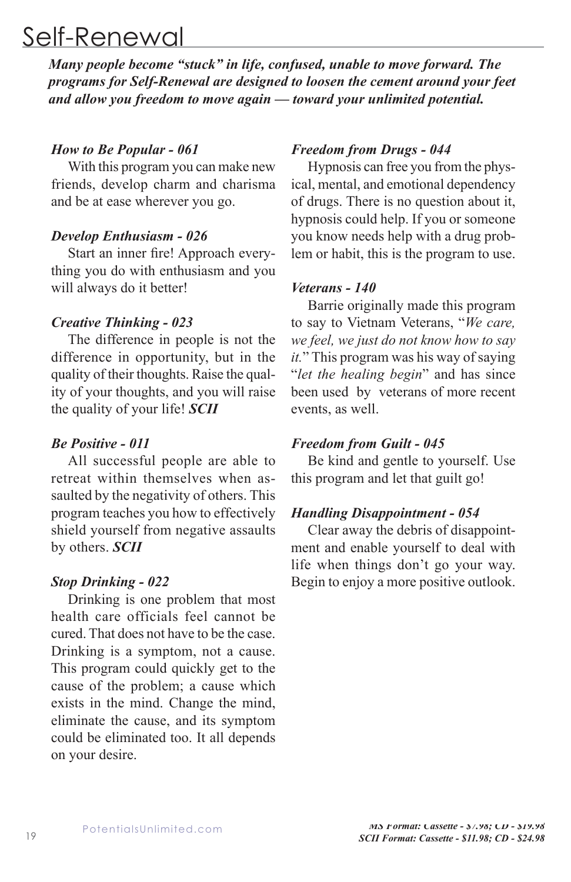# Self-Renewal

***Many people become "stuck" in life, confused, unable to move forward. The programs for Self-Renewal are designed to loosen the cement around your feet and allow you freedom to move again — toward your unlimited potential.***

***How to Be Popular - 061***

With this program you can make new friends, develop charm and charisma and be at ease wherever you go.

***Develop Enthusiasm - 026***

Start an inner fire! Approach everything you do with enthusiasm and you will always do it better!

***Creative Thinking - 023***

The difference in people is not the difference in opportunity, but in the quality of their thoughts. Raise the quality of your thoughts, and you will raise the quality of your life! ***SCII***

***Be Positive - 011***

All successful people are able to retreat within themselves when assaulted by the negativity of others. This program teaches you how to effectively shield yourself from negative assaults by others. ***SCII***

***Stop Drinking - 022***

Drinking is one problem that most health care officials feel cannot be cured. That does not have to be the case. Drinking is a symptom, not a cause. This program could quickly get to the cause of the problem; a cause which exists in the mind. Change the mind, eliminate the cause, and its symptom could be eliminated too. It all depends on your desire.

***Freedom from Drugs - 044***

Hypnosis can free you from the physical, mental, and emotional dependency of drugs. There is no question about it, hypnosis could help. If you or someone you know needs help with a drug problem or habit, this is the program to use.

***Veterans - 140***

Barrie originally made this program to say to Vietnam Veterans, "*We care, we feel, we just do not know how to say it.*" This program was his way of saying "*let the healing begin*" and has since been used by veterans of more recent events, as well.

***Freedom from Guilt - 045***

Be kind and gentle to yourself. Use this program and let that guilt go!

***Handling Disappointment - 054***

Clear away the debris of disappointment and enable yourself to deal with life when things don't go your way. Begin to enjoy a more positive outlook.

***MS Format: Cassette - $7.98; CD - $19.98***
***SCII Format: Cassette - $11.98; CD - $24.98***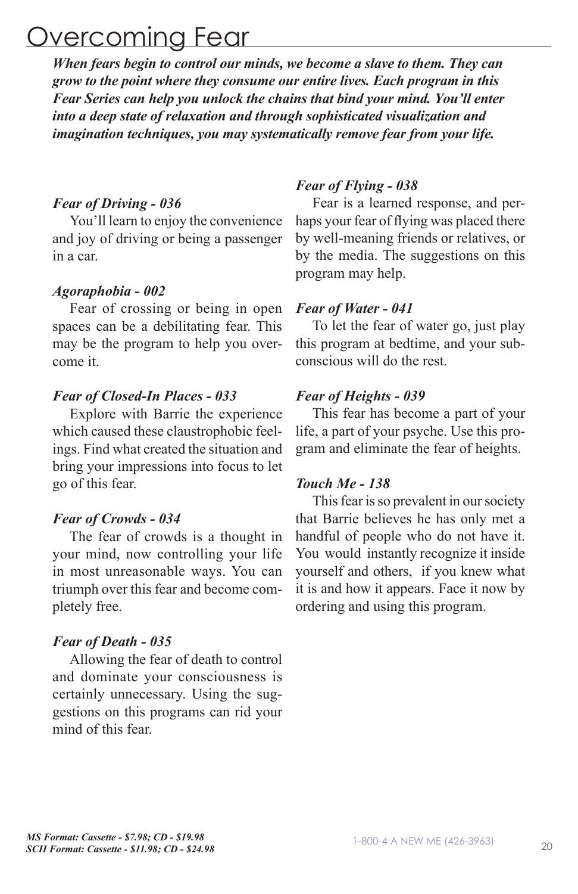# Overcoming Fear

***When fears begin to control our minds, we become a slave to them. They can grow to the point where they consume our entire lives. Each program in this Fear Series can help you unlock the chains that bind your mind. You'll enter into a deep state of relaxation and through sophisticated visualization and imagination techniques, you may systematically remove fear from your life.***

***Fear of Driving - 036***

You'll learn to enjoy the convenience and joy of driving or being a passenger in a car.

***Agoraphobia - 002***

Fear of crossing or being in open spaces can be a debilitating fear. This may be the program to help you overcome it.

***Fear of Closed-In Places - 033***

Explore with Barrie the experience which caused these claustrophobic feelings. Find what created the situation and bring your impressions into focus to let go of this fear.

***Fear of Crowds - 034***

The fear of crowds is a thought in your mind, now controlling your life in most unreasonable ways. You can triumph over this fear and become completely free.

***Fear of Death - 035***

Allowing the fear of death to control and dominate your consciousness is certainly unnecessary. Using the suggestions on this programs can rid your mind of this fear.

***Fear of Flying - 038***

Fear is a learned response, and perhaps your fear of flying was placed there by well-meaning friends or relatives, or by the media. The suggestions on this program may help.

***Fear of Water - 041***

To let the fear of water go, just play this program at bedtime, and your subconscious will do the rest.

***Fear of Heights - 039***

This fear has become a part of your life, a part of your psyche. Use this program and eliminate the fear of heights.

***Touch Me - 138***

This fear is so prevalent in our society that Barrie believes he has only met a handful of people who do not have it. You would instantly recognize it inside yourself and others, if you knew what it is and how it appears. Face it now by ordering and using this program.

***MS Format: Cassette - $7.98; CD - $19.98***
***SCII Format: Cassette - $11.98; CD - $24.98***

1-800-4 A NEW ME (426-3963)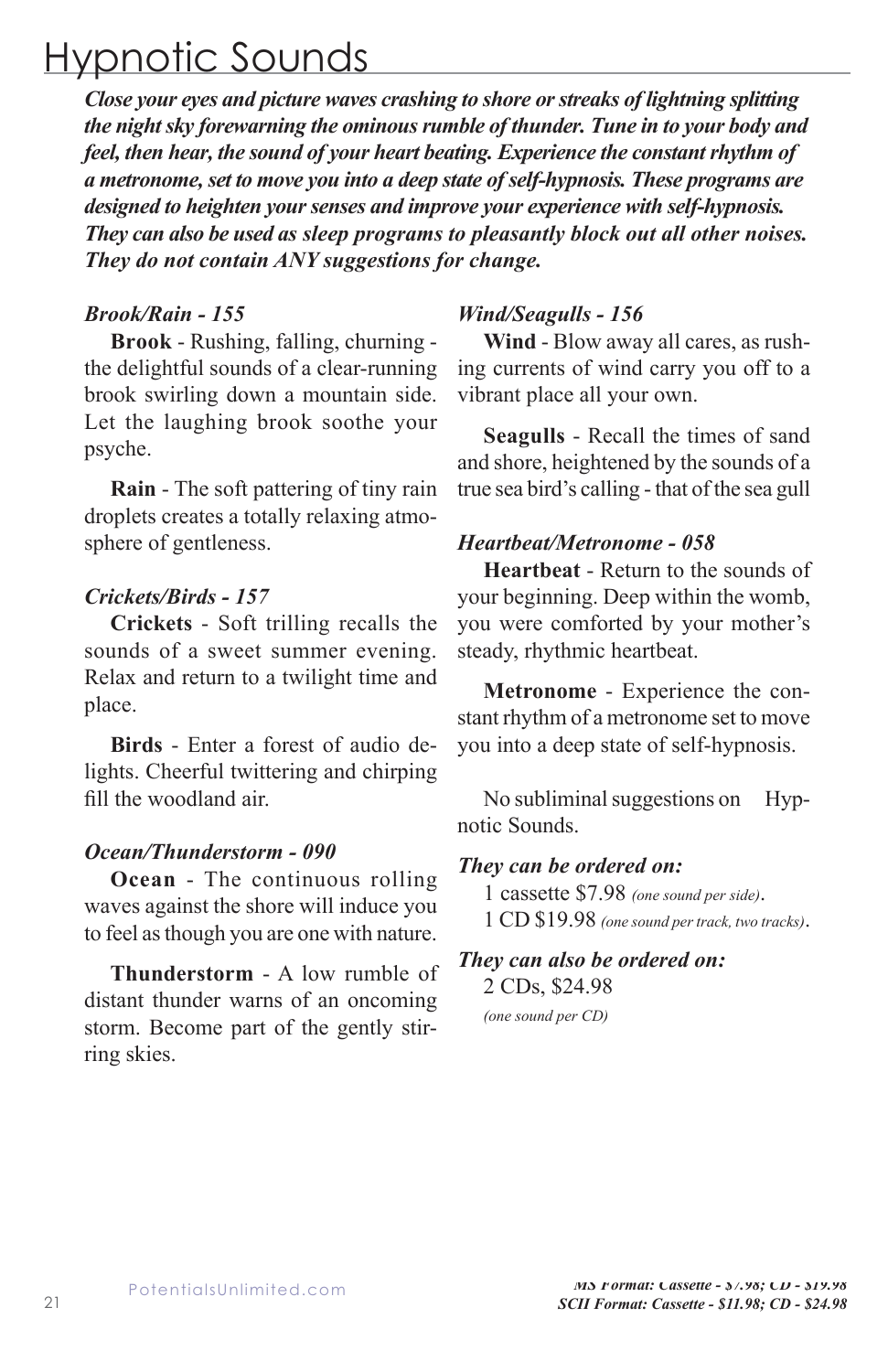# Hypnotic Sounds

***Close your eyes and picture waves crashing to shore or streaks of lightning splitting the night sky forewarning the ominous rumble of thunder. Tune in to your body and feel, then hear, the sound of your heart beating. Experience the constant rhythm of a metronome, set to move you into a deep state of self-hypnosis. These programs are designed to heighten your senses and improve your experience with self-hypnosis. They can also be used as sleep programs to pleasantly block out all other noises. They do not contain ANY suggestions for change.***

***Brook/Rain - 155***

**Brook** - Rushing, falling, churning - the delightful sounds of a clear-running brook swirling down a mountain side. Let the laughing brook soothe your psyche.

**Rain** - The soft pattering of tiny rain droplets creates a totally relaxing atmosphere of gentleness.

***Crickets/Birds - 157***

**Crickets** - Soft trilling recalls the sounds of a sweet summer evening. Relax and return to a twilight time and place.

**Birds** - Enter a forest of audio delights. Cheerful twittering and chirping fill the woodland air.

***Ocean/Thunderstorm - 090***

**Ocean** - The continuous rolling waves against the shore will induce you to feel as though you are one with nature.

**Thunderstorm** - A low rumble of distant thunder warns of an oncoming storm. Become part of the gently stirring skies.

***Wind/Seagulls - 156***

**Wind** - Blow away all cares, as rushing currents of wind carry you off to a vibrant place all your own.

**Seagulls** - Recall the times of sand and shore, heightened by the sounds of a true sea bird's calling - that of the sea gull

***Heartbeat/Metronome - 058***

**Heartbeat** - Return to the sounds of your beginning. Deep within the womb, you were comforted by your mother's steady, rhythmic heartbeat.

**Metronome** - Experience the constant rhythm of a metronome set to move you into a deep state of self-hypnosis.

No subliminal suggestions on Hypnotic Sounds.

***They can be ordered on:***

1 cassette $7.98 *(one sound per side)*.
1 CD $19.98 *(one sound per track, two tracks)*.

***They can also be ordered on:***

2 CDs, $24.98
*(one sound per CD)*

***MS Format: Cassette - $7.98; CD - $19.98***
***SCII Format: Cassette - $11.98; CD - $24.98***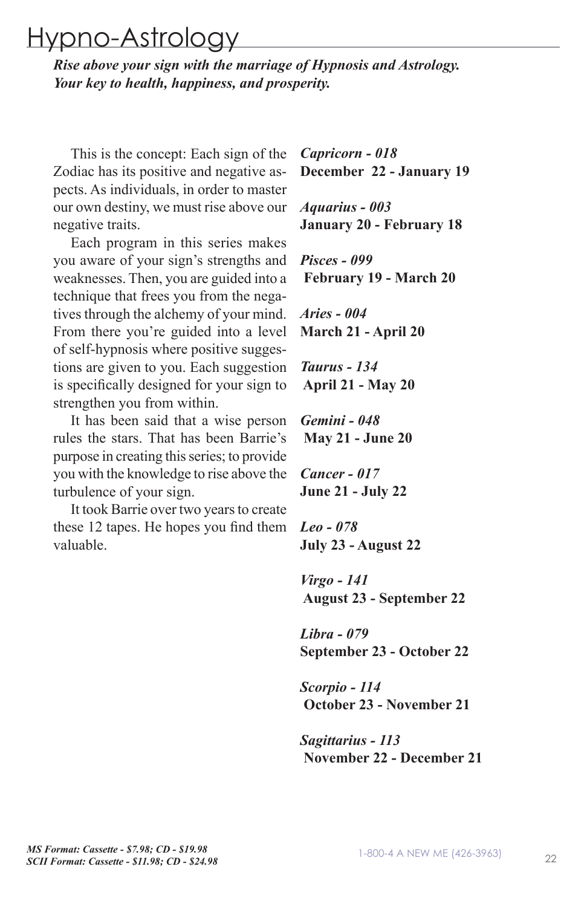# Hypno-Astrology

***Rise above your sign with the marriage of Hypnosis and Astrology. Your key to health, happiness, and prosperity.***

This is the concept: Each sign of the Zodiac has its positive and negative aspects. As individuals, in order to master our own destiny, we must rise above our negative traits.

Each program in this series makes you aware of your sign's strengths and weaknesses. Then, you are guided into a technique that frees you from the negatives through the alchemy of your mind. From there you're guided into a level of self-hypnosis where positive suggestions are given to you. Each suggestion is specifically designed for your sign to strengthen you from within.

It has been said that a wise person rules the stars. That has been Barrie's purpose in creating this series; to provide you with the knowledge to rise above the turbulence of your sign.

It took Barrie over two years to create these 12 tapes. He hopes you find them valuable.

***Capricorn - 018***
**December 22 - January 19**

***Aquarius - 003***
**January 20 - February 18**

***Pisces - 099***
**February 19 - March 20**

***Aries - 004***
**March 21 - April 20**

***Taurus - 134***
**April 21 - May 20**

***Gemini - 048***
**May 21 - June 20**

***Cancer - 017***
**June 21 - July 22**

***Leo - 078***
**July 23 - August 22**

***Virgo - 141***
**August 23 - September 22**

***Libra - 079***
**September 23 - October 22**

***Scorpio - 114***
**October 23 - November 21**

***Sagittarius - 113***
**November 22 - December 21**

***MS Format: Cassette - $7.98; CD - $19.98***
***SCII Format: Cassette - $11.98; CD - $24.98***

1-800-4 A NEW ME (426-3963)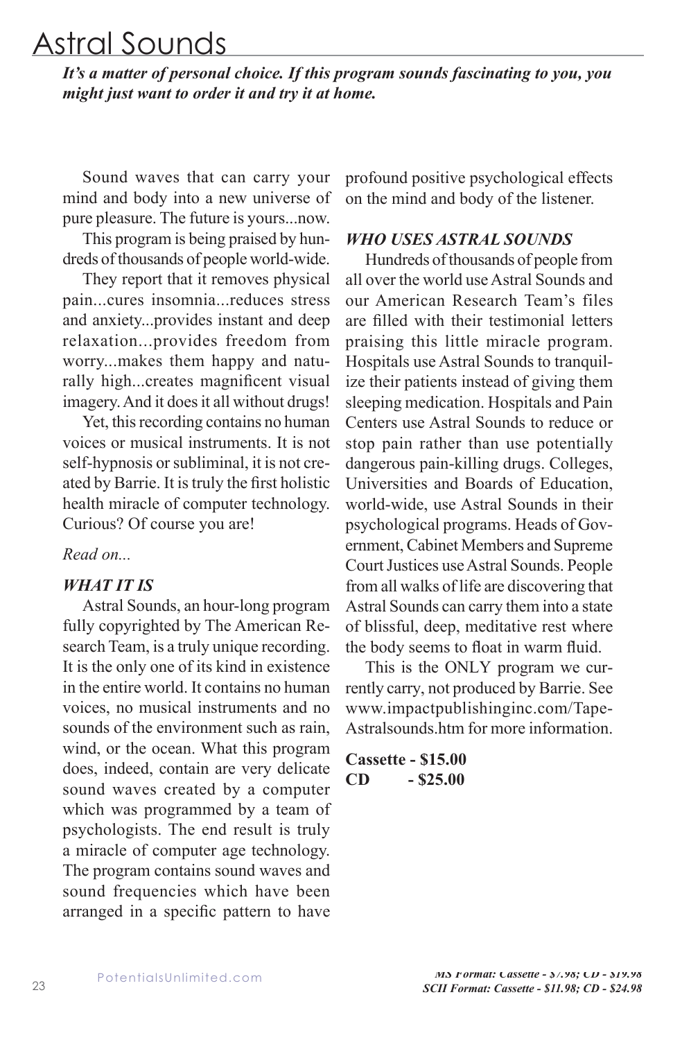# Astral Sounds

***It's a matter of personal choice. If this program sounds fascinating to you, you might just want to order it and try it at home.***

Sound waves that can carry your mind and body into a new universe of pure pleasure. The future is yours...now.

This program is being praised by hundreds of thousands of people world-wide.

They report that it removes physical pain...cures insomnia...reduces stress and anxiety...provides instant and deep relaxation...provides freedom from worry...makes them happy and naturally high...creates magnificent visual imagery. And it does it all without drugs!

Yet, this recording contains no human voices or musical instruments. It is not self-hypnosis or subliminal, it is not created by Barrie. It is truly the first holistic health miracle of computer technology. Curious? Of course you are!

*Read on...*

***WHAT IT IS***

Astral Sounds, an hour-long program fully copyrighted by The American Research Team, is a truly unique recording. It is the only one of its kind in existence in the entire world. It contains no human voices, no musical instruments and no sounds of the environment such as rain, wind, or the ocean. What this program does, indeed, contain are very delicate sound waves created by a computer which was programmed by a team of psychologists. The end result is truly a miracle of computer age technology. The program contains sound waves and sound frequencies which have been arranged in a specific pattern to have profound positive psychological effects on the mind and body of the listener.

***WHO USES ASTRAL SOUNDS***

Hundreds of thousands of people from all over the world use Astral Sounds and our American Research Team's files are filled with their testimonial letters praising this little miracle program. Hospitals use Astral Sounds to tranquilize their patients instead of giving them sleeping medication. Hospitals and Pain Centers use Astral Sounds to reduce or stop pain rather than use potentially dangerous pain-killing drugs. Colleges, Universities and Boards of Education, world-wide, use Astral Sounds in their psychological programs. Heads of Government, Cabinet Members and Supreme Court Justices use Astral Sounds. People from all walks of life are discovering that Astral Sounds can carry them into a state of blissful, deep, meditative rest where the body seems to float in warm fluid.

This is the ONLY program we currently carry, not produced by Barrie. See www.impactpublishinginc.com/Tape-Astralsounds.htm for more information.

**Cassette - $15.00**
**CD - $25.00**

***MS Format: Cassette - $7.98; CD - $19.98***
***SCII Format: Cassette - $11.98; CD - $24.98***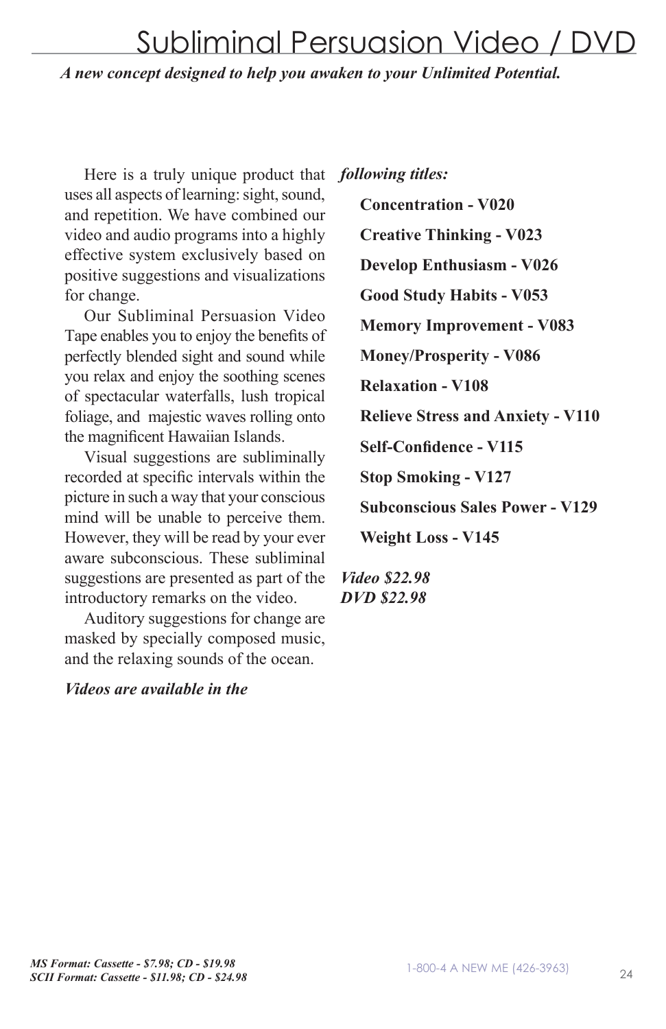# Subliminal Persuasion Video / DVD

***A new concept designed to help you awaken to your Unlimited Potential.***

Here is a truly unique product that uses all aspects of learning: sight, sound, and repetition. We have combined our video and audio programs into a highly effective system exclusively based on positive suggestions and visualizations for change.

Our Subliminal Persuasion Video Tape enables you to enjoy the benefits of perfectly blended sight and sound while you relax and enjoy the soothing scenes of spectacular waterfalls, lush tropical foliage, and majestic waves rolling onto the magnificent Hawaiian Islands.

Visual suggestions are subliminally recorded at specific intervals within the picture in such a way that your conscious mind will be unable to perceive them. However, they will be read by your ever aware subconscious. These subliminal suggestions are presented as part of the introductory remarks on the video.

Auditory suggestions for change are masked by specially composed music, and the relaxing sounds of the ocean.

***Videos are available in the following titles:***

**Concentration - V020**

**Creative Thinking - V023**

**Develop Enthusiasm - V026**

**Good Study Habits - V053**

**Memory Improvement - V083**

**Money/Prosperity - V086**

**Relaxation - V108**

**Relieve Stress and Anxiety - V110**

**Self-Confidence - V115**

**Stop Smoking - V127**

**Subconscious Sales Power - V129**

**Weight Loss - V145**

***Video $22.98***
***DVD $22.98***

***MS Format: Cassette - $7.98; CD - $19.98***
***SCII Format: Cassette - $11.98; CD - $24.98***

1-800-4 A NEW ME (426-3963)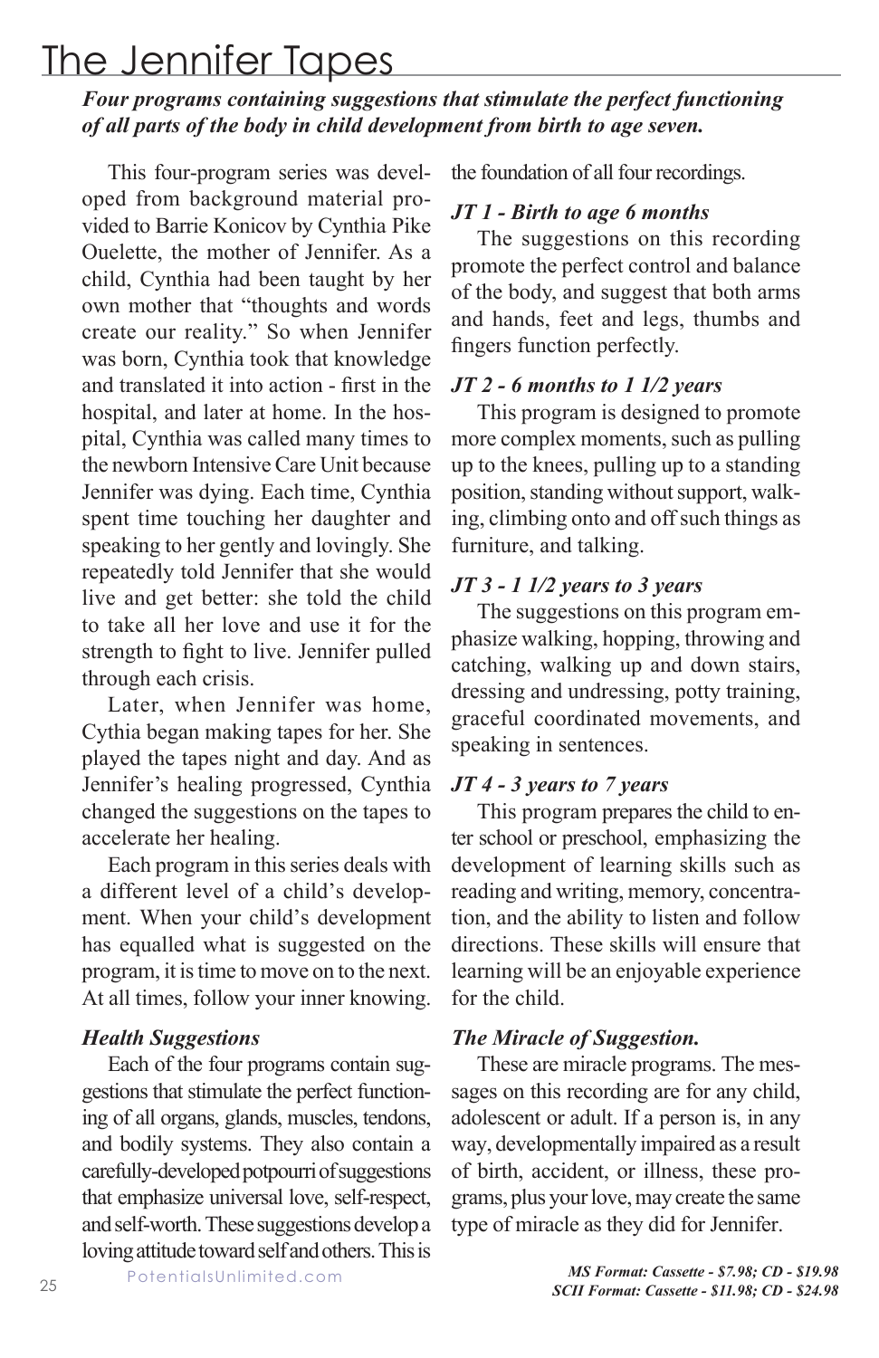# The Jennifer Tapes

***Four programs containing suggestions that stimulate the perfect functioning of all parts of the body in child development from birth to age seven.***

This four-program series was developed from background material provided to Barrie Konicov by Cynthia Pike Ouelette, the mother of Jennifer. As a child, Cynthia had been taught by her own mother that "thoughts and words create our reality." So when Jennifer was born, Cynthia took that knowledge and translated it into action - first in the hospital, and later at home. In the hospital, Cynthia was called many times to the newborn Intensive Care Unit because Jennifer was dying. Each time, Cynthia spent time touching her daughter and speaking to her gently and lovingly. She repeatedly told Jennifer that she would live and get better: she told the child to take all her love and use it for the strength to fight to live. Jennifer pulled through each crisis.

Later, when Jennifer was home, Cythia began making tapes for her. She played the tapes night and day. And as Jennifer's healing progressed, Cynthia changed the suggestions on the tapes to accelerate her healing.

Each program in this series deals with a different level of a child's development. When your child's development has equalled what is suggested on the program, it is time to move on to the next. At all times, follow your inner knowing.

### *Health Suggestions*

Each of the four programs contain suggestions that stimulate the perfect functioning of all organs, glands, muscles, tendons, and bodily systems. They also contain a carefully-developed potpourri of suggestions that emphasize universal love, self-respect, and self-worth. These suggestions develop a loving attitude toward self and others. This is the foundation of all four recordings.

### *JT 1 - Birth to age 6 months*

The suggestions on this recording promote the perfect control and balance of the body, and suggest that both arms and hands, feet and legs, thumbs and fingers function perfectly.

### *JT 2 - 6 months to 1 1/2 years*

This program is designed to promote more complex moments, such as pulling up to the knees, pulling up to a standing position, standing without support, walking, climbing onto and off such things as furniture, and talking.

### *JT 3 - 1 1/2 years to 3 years*

The suggestions on this program emphasize walking, hopping, throwing and catching, walking up and down stairs, dressing and undressing, potty training, graceful coordinated movements, and speaking in sentences.

### *JT 4 - 3 years to 7 years*

This program prepares the child to enter school or preschool, emphasizing the development of learning skills such as reading and writing, memory, concentration, and the ability to listen and follow directions. These skills will ensure that learning will be an enjoyable experience for the child.

### *The Miracle of Suggestion.*

These are miracle programs. The messages on this recording are for any child, adolescent or adult. If a person is, in any way, developmentally impaired as a result of birth, accident, or illness, these programs, plus your love, may create the same type of miracle as they did for Jennifer.

***MS Format: Cassette - $7.98; CD - $19.98***
***SCII Format: Cassette - $11.98; CD - $24.98***

PotentialsUnlimited.com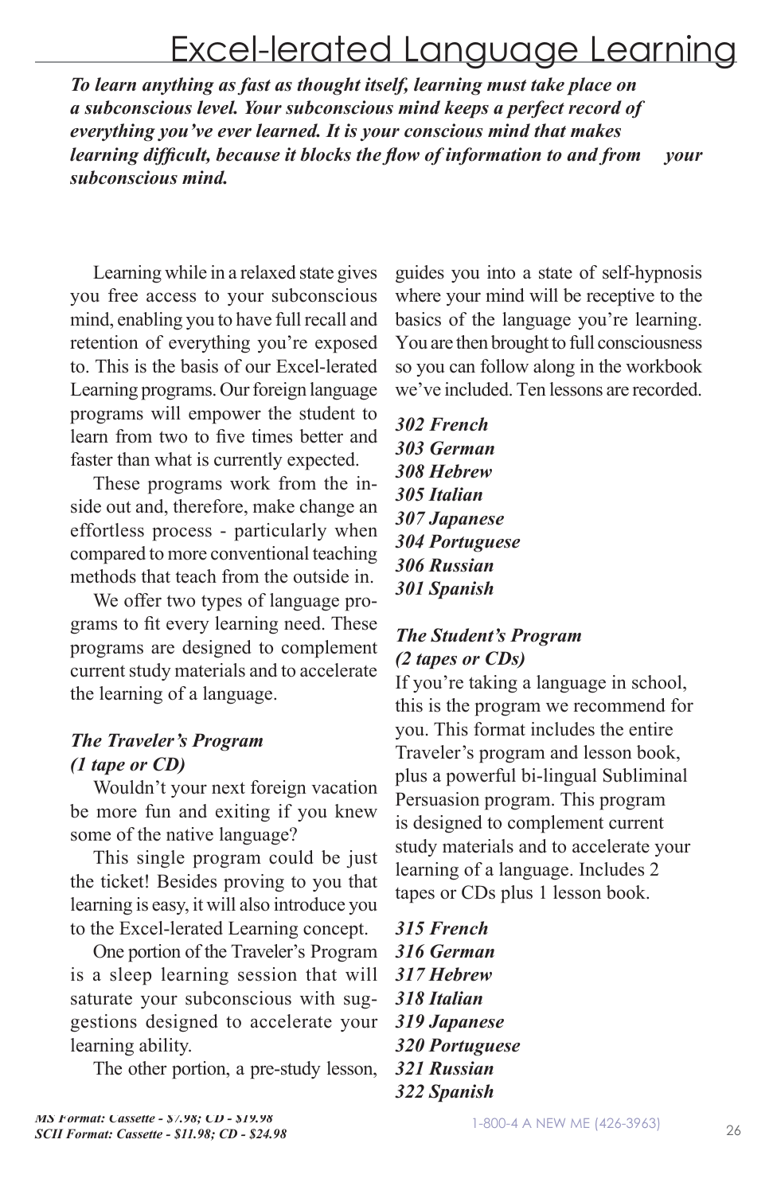# Excel-lerated Language Learning

***To learn anything as fast as thought itself, learning must take place on a subconscious level. Your subconscious mind keeps a perfect record of everything you've ever learned. It is your conscious mind that makes learning difficult, because it blocks the flow of information to and from your subconscious mind.***

Learning while in a relaxed state gives you free access to your subconscious mind, enabling you to have full recall and retention of everything you're exposed to. This is the basis of our Excel-lerated Learning programs. Our foreign language programs will empower the student to learn from two to five times better and faster than what is currently expected.

These programs work from the inside out and, therefore, make change an effortless process - particularly when compared to more conventional teaching methods that teach from the outside in.

We offer two types of language programs to fit every learning need. These programs are designed to complement current study materials and to accelerate the learning of a language.

### *The Traveler's Program (1 tape or CD)*

Wouldn't your next foreign vacation be more fun and exiting if you knew some of the native language?

This single program could be just the ticket! Besides proving to you that learning is easy, it will also introduce you to the Excel-lerated Learning concept.

One portion of the Traveler's Program is a sleep learning session that will saturate your subconscious with suggestions designed to accelerate your learning ability.

The other portion, a pre-study lesson, guides you into a state of self-hypnosis where your mind will be receptive to the basics of the language you're learning. You are then brought to full consciousness so you can follow along in the workbook we've included. Ten lessons are recorded.

***302 French***
***303 German***
***308 Hebrew***
***305 Italian***
***307 Japanese***
***304 Portuguese***
***306 Russian***
***301 Spanish***

### *The Student's Program (2 tapes or CDs)*

If you're taking a language in school, this is the program we recommend for you. This format includes the entire Traveler's program and lesson book, plus a powerful bi-lingual Subliminal Persuasion program. This program is designed to complement current study materials and to accelerate your learning of a language. Includes 2 tapes or CDs plus 1 lesson book.

***315 French***
***316 German***
***317 Hebrew***
***318 Italian***
***319 Japanese***
***320 Portuguese***
***321 Russian***
***322 Spanish***

***MS Format: Cassette - $7.98; CD - $19.98***
***SCII Format: Cassette - $11.98; CD - $24.98***

1-800-4 A NEW ME (426-3963)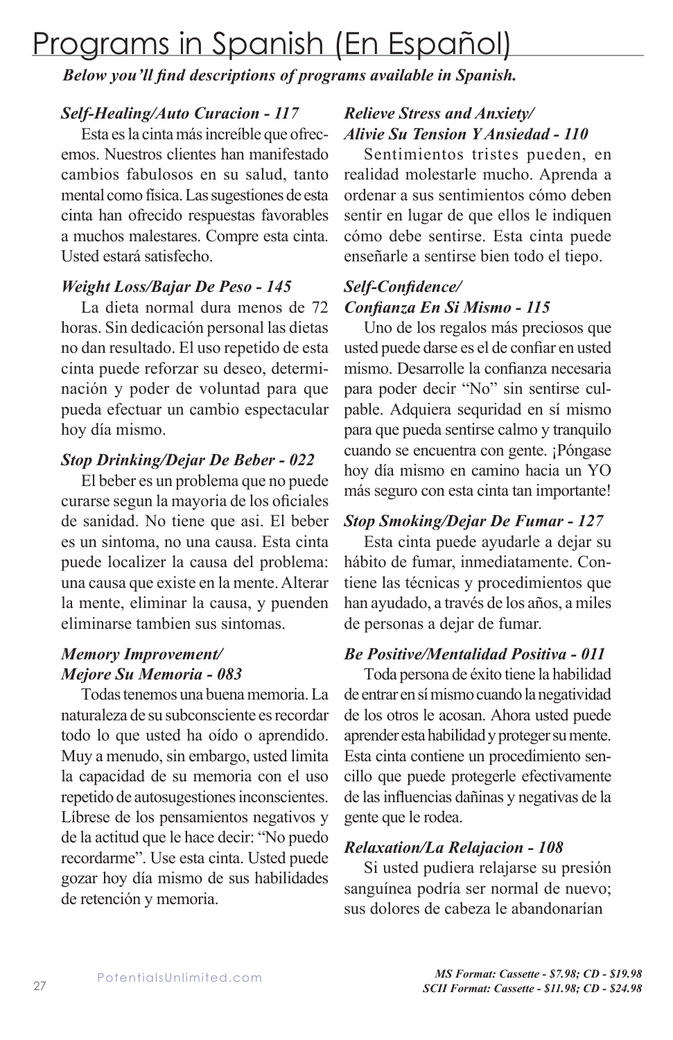# Programs in Spanish (En Español)

***Below you'll find descriptions of programs available in Spanish.***

***Self-Healing/Auto Curacion - 117***

Esta es la cinta más increíble que ofrecemos. Nuestros clientes han manifestado cambios fabulosos en su salud, tanto mental como física. Las sugestiones de esta cinta han ofrecido respuestas favorables a muchos malestares. Compre esta cinta. Usted estará satisfecho.

***Weight Loss/Bajar De Peso - 145***

La dieta normal dura menos de 72 horas. Sin dedicación personal las dietas no dan resultado. El uso repetido de esta cinta puede reforzar su deseo, determinación y poder de voluntad para que pueda efectuar un cambio espectacular hoy día mismo.

***Stop Drinking/Dejar De Beber - 022***

El beber es un problema que no puede curarse segun la mayoria de los oficiales de sanidad. No tiene que asi. El beber es un sintoma, no una causa. Esta cinta puede localizer la causa del problema: una causa que existe en la mente. Alterar la mente, eliminar la causa, y puenden eliminarse tambien sus sintomas.

***Memory Improvement/ Mejore Su Memoria - 083***

Todas tenemos una buena memoria. La naturaleza de su subconsciente es recordar todo lo que usted ha oído o aprendido. Muy a menudo, sin embargo, usted limita la capacidad de su memoria con el uso repetido de autosugestiones inconscientes. Líbrese de los pensamientos negativos y de la actitud que le hace decir: "No puedo recordarme". Use esta cinta. Usted puede gozar hoy día mismo de sus habilidades de retención y memoria.

***Relieve Stress and Anxiety/ Alivie Su Tension Y Ansiedad - 110***

Sentimientos tristes pueden, en realidad molestarle mucho. Aprenda a ordenar a sus sentimientos cómo deben sentir en lugar de que ellos le indiquen cómo debe sentirse. Esta cinta puede enseñarle a sentirse bien todo el tiepo.

***Self-Confidence/ Confianza En Si Mismo - 115***

Uno de los regalos más preciosos que usted puede darse es el de confiar en usted mismo. Desarrolle la confianza necesaria para poder decir "No" sin sentirse culpable. Adquiera sequridad en sí mismo para que pueda sentirse calmo y tranquilo cuando se encuentra con gente. ¡Póngase hoy día mismo en camino hacia un YO más seguro con esta cinta tan importante!

***Stop Smoking/Dejar De Fumar - 127***

Esta cinta puede ayudarle a dejar su hábito de fumar, inmediatamente. Contiene las técnicas y procedimientos que han ayudado, a través de los años, a miles de personas a dejar de fumar.

***Be Positive/Mentalidad Positiva - 011***

Toda persona de éxito tiene la habilidad de entrar en sí mismo cuando la negatividad de los otros le acosan. Ahora usted puede aprender esta habilidad y proteger su mente. Esta cinta contiene un procedimiento sencillo que puede protegerle efectivamente de las influencias dañinas y negativas de la gente que le rodea.

***Relaxation/La Relajacion - 108***

Si usted pudiera relajarse su presión sanguínea podría ser normal de nuevo; sus dolores de cabeza le abandonarían

***MS Format: Cassette - $7.98; CD - $19.98***
***SCII Format: Cassette - $11.98; CD - $24.98***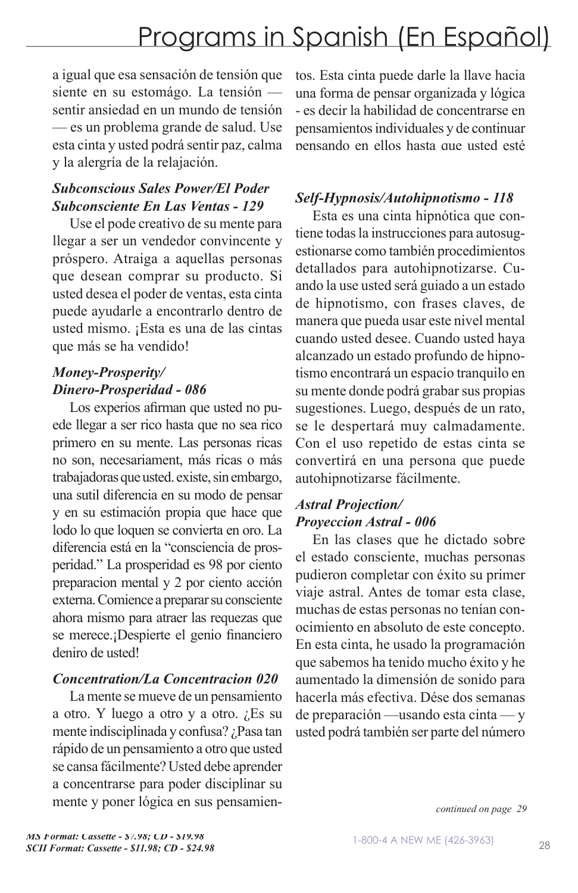a igual que esa sensación de tensión que siente en su estomágo. La tensión — sentir ansiedad en un mundo de tensión — es un problema grande de salud. Use esta cinta y usted podrá sentir paz, calma y la alergría de la relajación.

### *Subconscious Sales Power/El Poder Subconsciente En Las Ventas - 129*

Use el pode creativo de su mente para llegar a ser un vendedor convincente y próspero. Atraiga a aquellas personas que desean comprar su producto. Si usted desea el poder de ventas, esta cinta puede ayudarle a encontrarlo dentro de usted mismo. ¡Esta es una de las cintas que más se ha vendido!

### *Money-Prosperity/ Dinero-Prosperidad - 086*

Los experios afirman que usted no puede llegar a ser rico hasta que no sea rico primero en su mente. Las personas ricas no son, necesariament, más ricas o más trabajadoras que usted. existe, sin embargo, una sutil diferencia en su modo de pensar y en su estimación propia que hace que lodo lo que loquen se convierta en oro. La diferencia está en la "consciencia de prosperidad." La prosperidad es 98 por ciento preparacion mental y 2 por ciento acción externa. Comience a preparar su consciente ahora mismo para atraer las requezas que se merece.¡Despierte el genio financiero deniro de usted!

### *Concentration/La Concentracion 020*

La mente se mueve de un pensamiento a otro. Y luego a otro y a otro. ¿Es su mente indisciplinada y confusa? ¿Pasa tan rápido de un pensamiento a otro que usted se cansa fácilmente? Usted debe aprender a concentrarse para poder disciplinar su mente y poner lógica en sus pensamientos. Esta cinta puede darle la llave hacia una forma de pensar organizada y lógica - es decir la habilidad de concentrarse en pensamientos individuales y de continuar pensando en ellos hasta que usted esté

### *Self-Hypnosis/Autohipnotismo - 118*

Esta es una cinta hipnótica que contiene todas la instrucciones para autosugestionarse como también procedimientos detallados para autohipnotizarse. Cuando la use usted será guiado a un estado de hipnotismo, con frases claves, de manera que pueda usar este nivel mental cuando usted desee. Cuando usted haya alcanzado un estado profundo de hipnotismo encontrará un espacio tranquilo en su mente donde podrá grabar sus propias sugestiones. Luego, después de un rato, se le despertará muy calmadamente. Con el uso repetido de estas cinta se convertirá en una persona que puede autohipnotizarse fácilmente.

### *Astral Projection/ Proyeccion Astral - 006*

En las clases que he dictado sobre el estado consciente, muchas personas pudieron completar con éxito su primer viaje astral. Antes de tomar esta clase, muchas de estas personas no tenían conocimiento en absoluto de este concepto. En esta cinta, he usado la programación que sabemos ha tenido mucho éxito y he aumentado la dimensión de sonido para hacerla más efectiva. Dése dos semanas de preparación —usando esta cinta — y usted podrá también ser parte del número

*continued on page 29*

***MS Format: Cassette - $7.98; CD - $19.98***
***SCII Format: Cassette - $11.98; CD - $24.98***

1-800-4 A NEW ME (426-3963)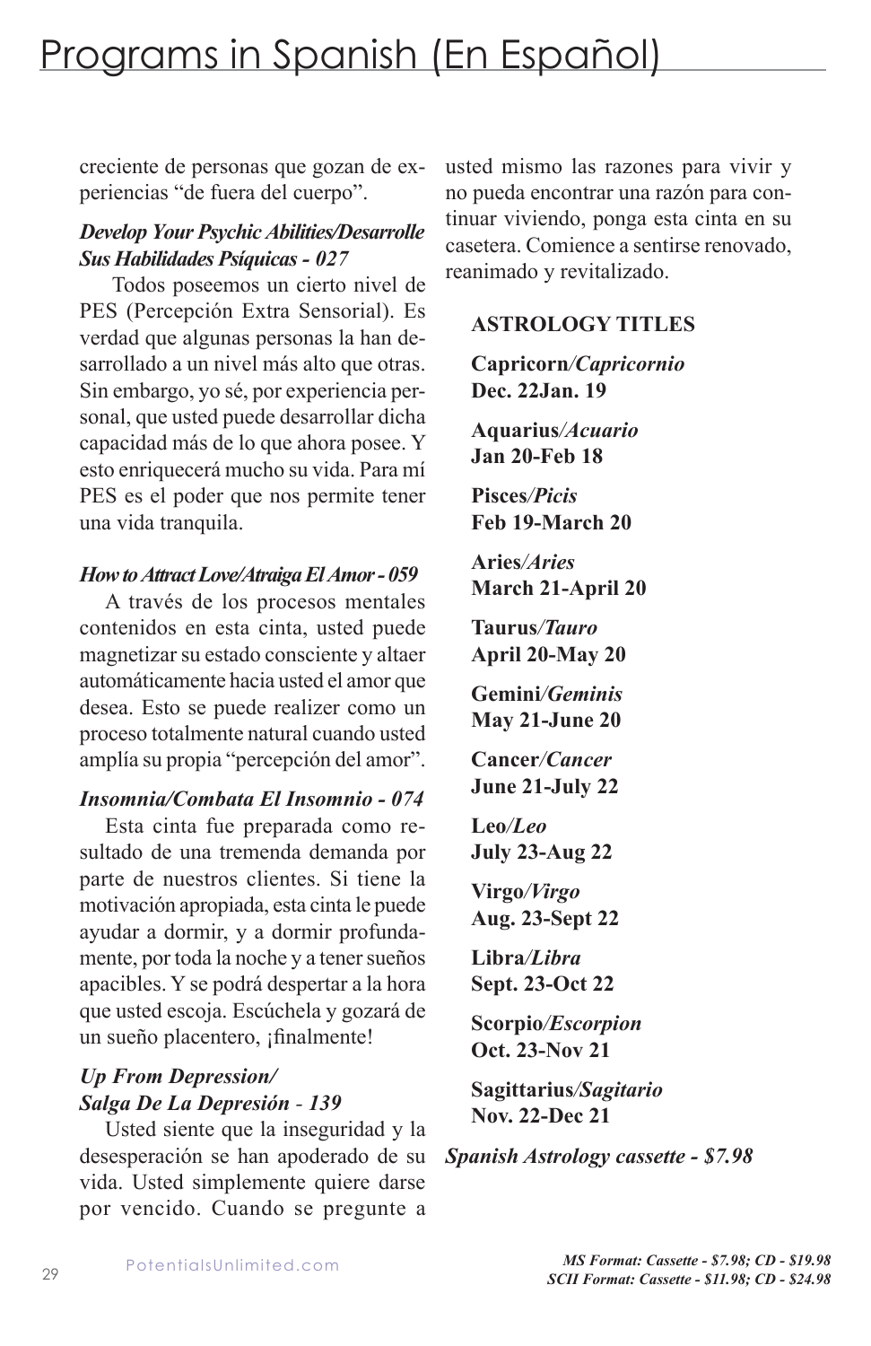creciente de personas que gozan de experiencias "de fuera del cuerpo".

***Develop Your Psychic Abilities/Desarrolle Sus Habilidades Psíquicas - 027***

Todos poseemos un cierto nivel de PES (Percepción Extra Sensorial). Es verdad que algunas personas la han desarrollado a un nivel más alto que otras. Sin embargo, yo sé, por experiencia personal, que usted puede desarrollar dicha capacidad más de lo que ahora posee. Y esto enriquecerá mucho su vida. Para mí PES es el poder que nos permite tener una vida tranquila.

***How to Attract Love/Atraiga El Amor - 059***

A través de los procesos mentales contenidos en esta cinta, usted puede magnetizar su estado consciente y altaer automáticamente hacia usted el amor que desea. Esto se puede realizer como un proceso totalmente natural cuando usted amplía su propia "percepción del amor".

***Insomnia/Combata El Insomnio - 074***

Esta cinta fue preparada como resultado de una tremenda demanda por parte de nuestros clientes. Si tiene la motivación apropiada, esta cinta le puede ayudar a dormir, y a dormir profundamente, por toda la noche y a tener sueños apacibles. Y se podrá despertar a la hora que usted escoja. Escúchela y gozará de un sueño placentero, ¡finalmente!

***Up From Depression/ Salga De La Depresión - 139***

Usted siente que la inseguridad y la desesperación se han apoderado de su vida. Usted simplemente quiere darse por vencido. Cuando se pregunte a usted mismo las razones para vivir y no pueda encontrar una razón para continuar viviendo, ponga esta cinta en su casetera. Comience a sentirse renovado, reanimado y revitalizado.

**ASTROLOGY TITLES**

**Capricorn/*Capricornio***
**Dec. 22Jan. 19**

**Aquarius/*Acuario***
**Jan 20-Feb 18**

**Pisces/*Picis***
**Feb 19-March 20**

**Aries/*Aries***
**March 21-April 20**

**Taurus/*Tauro***
**April 20-May 20**

**Gemini/*Geminis***
**May 21-June 20**

**Cancer/*Cancer***
**June 21-July 22**

**Leo/*Leo***
**July 23-Aug 22**

**Virgo/*Virgo***
**Aug. 23-Sept 22**

**Libra/*Libra***
**Sept. 23-Oct 22**

**Scorpio/*Escorpion***
**Oct. 23-Nov 21**

**Sagittarius/*Sagitario***
**Nov. 22-Dec 21**

***Spanish Astrology cassette - $7.98***

***MS Format: Cassette - $7.98; CD - $19.98***
***SCII Format: Cassette - $11.98; CD - $24.98***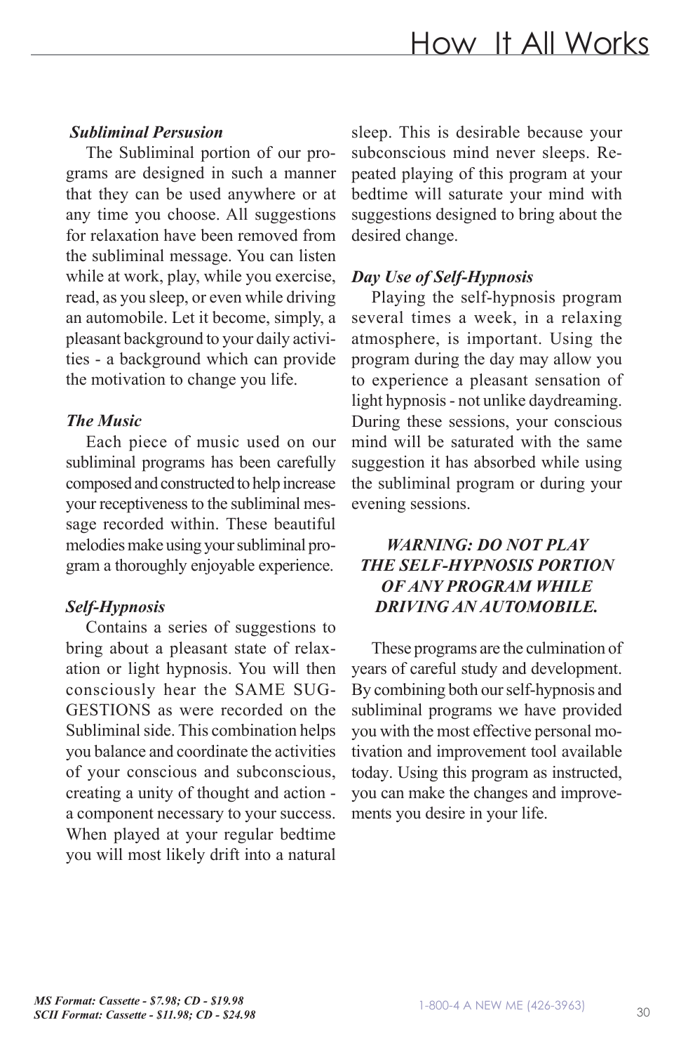# How It All Works

***Subliminal Persusion***

The Subliminal portion of our programs are designed in such a manner that they can be used anywhere or at any time you choose. All suggestions for relaxation have been removed from the subliminal message. You can listen while at work, play, while you exercise, read, as you sleep, or even while driving an automobile. Let it become, simply, a pleasant background to your daily activities - a background which can provide the motivation to change you life.

***The Music***

Each piece of music used on our subliminal programs has been carefully composed and constructed to help increase your receptiveness to the subliminal message recorded within. These beautiful melodies make using your subliminal program a thoroughly enjoyable experience.

***Self-Hypnosis***

Contains a series of suggestions to bring about a pleasant state of relaxation or light hypnosis. You will then consciously hear the SAME SUGGESTIONS as were recorded on the Subliminal side. This combination helps you balance and coordinate the activities of your conscious and subconscious, creating a unity of thought and action - a component necessary to your success. When played at your regular bedtime you will most likely drift into a natural sleep. This is desirable because your subconscious mind never sleeps. Repeated playing of this program at your bedtime will saturate your mind with suggestions designed to bring about the desired change.

***Day Use of Self-Hypnosis***

Playing the self-hypnosis program several times a week, in a relaxing atmosphere, is important. Using the program during the day may allow you to experience a pleasant sensation of light hypnosis - not unlike daydreaming. During these sessions, your conscious mind will be saturated with the same suggestion it has absorbed while using the subliminal program or during your evening sessions.

***WARNING: DO NOT PLAY THE SELF-HYPNOSIS PORTION OF ANY PROGRAM WHILE DRIVING AN AUTOMOBILE.***

These programs are the culmination of years of careful study and development. By combining both our self-hypnosis and subliminal programs we have provided you with the most effective personal motivation and improvement tool available today. Using this program as instructed, you can make the changes and improvements you desire in your life.

***MS Format: Cassette - $7.98; CD - $19.98***
***SCII Format: Cassette - $11.98; CD - $24.98***

1-800-4 A NEW ME (426-3963)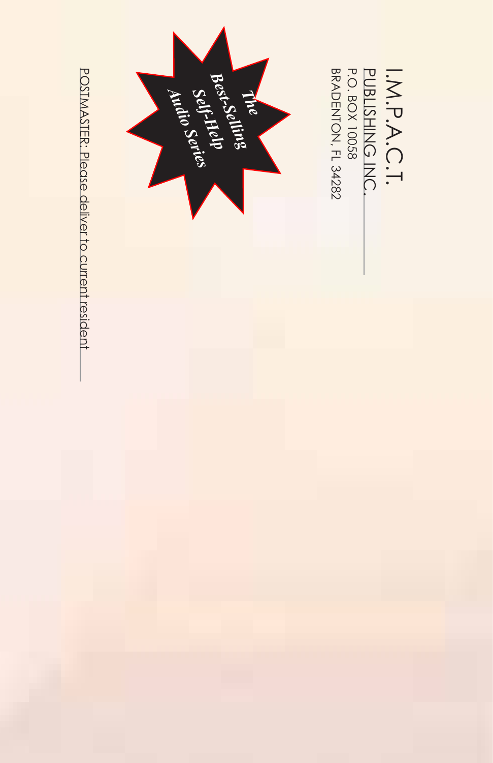I.M.P.A.C.T.

PUBLISHING INC.

P.O. BOX 10058

BRADENTON, FL 34282

***The Best-Selling Self-Help Audio Series***

POSTMASTER: Please deliver to current resident